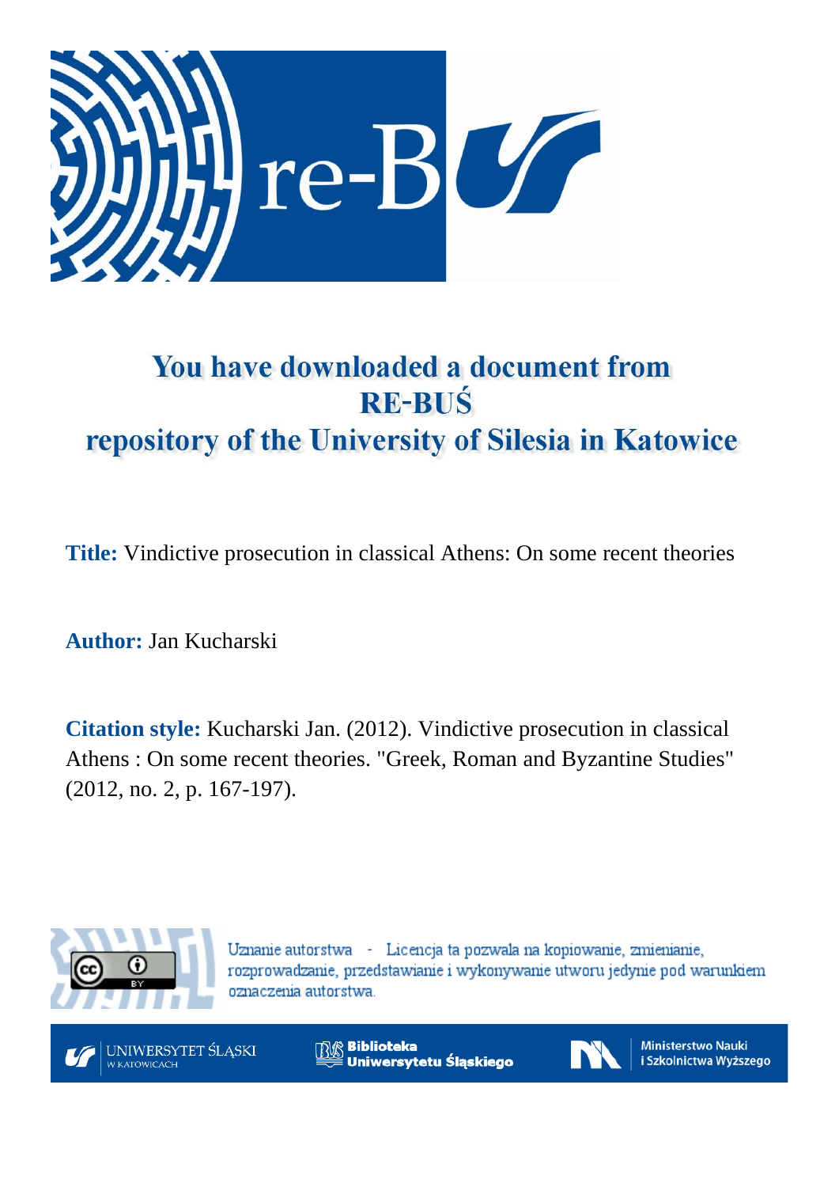# You have downloaded a document from RE-BUŚ repository of the University of Silesia in Katowice

**Title:** Vindictive prosecution in classical Athens: On some recent theories

**Author:** Jan Kucharski

**Citation style:** Kucharski Jan. (2012). Vindictive prosecution in classical Athens : On some recent theories. "Greek, Roman and Byzantine Studies" (2012, no. 2, p. 167-197).

Uznanie autorstwa - Licencja ta pozwala na kopiowanie, zmienianie, rozprowadzanie, przedstawianie i wykonywanie utworu jedynie pod warunkiem oznaczenia autorstwa.

UNIWERSYTET ŚLĄSKI W KATOWICACH

Biblioteka Uniwersytetu Śląskiego

Ministerstwo Nauki i Szkolnictwa Wyższego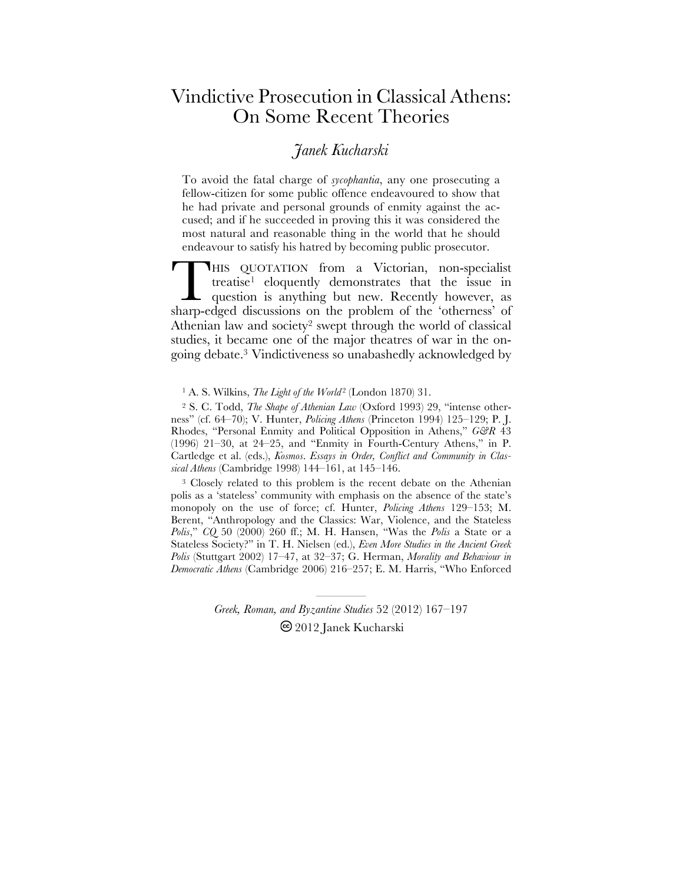# Vindictive Prosecution in Classical Athens: On Some Recent Theories

*Janek Kucharski*

> To avoid the fatal charge of *sycophantia*, any one prosecuting a fellow-citizen for some public offence endeavoured to show that he had private and personal grounds of enmity against the accused; and if he succeeded in proving this it was considered the most natural and reasonable thing in the world that he should endeavour to satisfy his hatred by becoming public prosecutor.

THIS QUOTATION from a Victorian, non-specialist treatise[1] eloquently demonstrates that the issue in question is anything but new. Recently however, as sharp-edged discussions on the problem of the 'otherness' of Athenian law and society[2] swept through the world of classical studies, it became one of the major theatres of war in the ongoing debate.[3] Vindictiveness so unabashedly acknowledged by

[1] A. S. Wilkins, *The Light of the World*[2] (London 1870) 31.

[2] S. C. Todd, *The Shape of Athenian Law* (Oxford 1993) 29, "intense otherness" (cf. 64–70); V. Hunter, *Policing Athens* (Princeton 1994) 125–129; P. J. Rhodes, "Personal Enmity and Political Opposition in Athens," *G&R* 43 (1996) 21–30, at 24–25, and "Enmity in Fourth-Century Athens," in P. Cartledge et al. (eds.), *Kosmos. Essays in Order, Conflict and Community in Classical Athens* (Cambridge 1998) 144–161, at 145–146.

[3] Closely related to this problem is the recent debate on the Athenian polis as a 'stateless' community with emphasis on the absence of the state's monopoly on the use of force; cf. Hunter, *Policing Athens* 129–153; M. Berent, "Anthropology and the Classics: War, Violence, and the Stateless *Polis*," *CQ* 50 (2000) 260 ff.; M. H. Hansen, "Was the *Polis* a State or a Stateless Society?" in T. H. Nielsen (ed.), *Even More Studies in the Ancient Greek Polis* (Stuttgart 2002) 17–47, at 32–37; G. Herman, *Morality and Behaviour in Democratic Athens* (Cambridge 2006) 216–257; E. M. Harris, "Who Enforced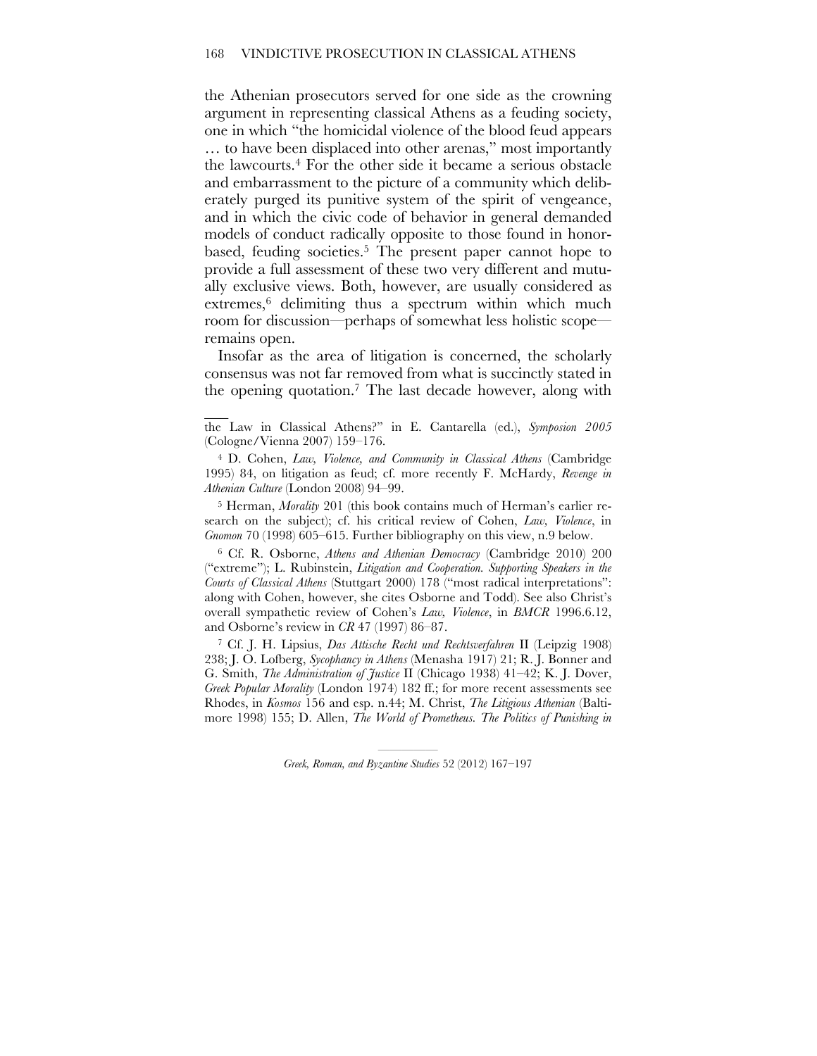the Athenian prosecutors served for one side as the crowning argument in representing classical Athens as a feuding society, one in which "the homicidal violence of the blood feud appears … to have been displaced into other arenas," most importantly the lawcourts.[4] For the other side it became a serious obstacle and embarrassment to the picture of a community which deliberately purged its punitive system of the spirit of vengeance, and in which the civic code of behavior in general demanded models of conduct radically opposite to those found in honor-based, feuding societies.[5] The present paper cannot hope to provide a full assessment of these two very different and mutually exclusive views. Both, however, are usually considered as extremes,[6] delimiting thus a spectrum within which much room for discussion—perhaps of somewhat less holistic scope—remains open.

Insofar as the area of litigation is concerned, the scholarly consensus was not far removed from what is succinctly stated in the opening quotation.[7] The last decade however, along with

---

the Law in Classical Athens?" in E. Cantarella (ed.), *Symposion 2005* (Cologne/Vienna 2007) 159–176.

[4] D. Cohen, *Law, Violence, and Community in Classical Athens* (Cambridge 1995) 84, on litigation as feud; cf. more recently F. McHardy, *Revenge in Athenian Culture* (London 2008) 94–99.

[5] Herman, *Morality* 201 (this book contains much of Herman's earlier research on the subject); cf. his critical review of Cohen, *Law, Violence*, in *Gnomon* 70 (1998) 605–615. Further bibliography on this view, n.9 below.

[6] Cf. R. Osborne, *Athens and Athenian Democracy* (Cambridge 2010) 200 ("extreme"); L. Rubinstein, *Litigation and Cooperation. Supporting Speakers in the Courts of Classical Athens* (Stuttgart 2000) 178 ("most radical interpretations": along with Cohen, however, she cites Osborne and Todd). See also Christ's overall sympathetic review of Cohen's *Law, Violence*, in *BMCR* 1996.6.12, and Osborne's review in *CR* 47 (1997) 86–87.

[7] Cf. J. H. Lipsius, *Das Attische Recht und Rechtsverfahren* II (Leipzig 1908) 238; J. O. Lofberg, *Sycophancy in Athens* (Menasha 1917) 21; R. J. Bonner and G. Smith, *The Administration of Justice* II (Chicago 1938) 41–42; K. J. Dover, *Greek Popular Morality* (London 1974) 182 ff.; for more recent assessments see Rhodes, in *Kosmos* 156 and esp. n.44; M. Christ, *The Litigious Athenian* (Baltimore 1998) 155; D. Allen, *The World of Prometheus. The Politics of Punishing in*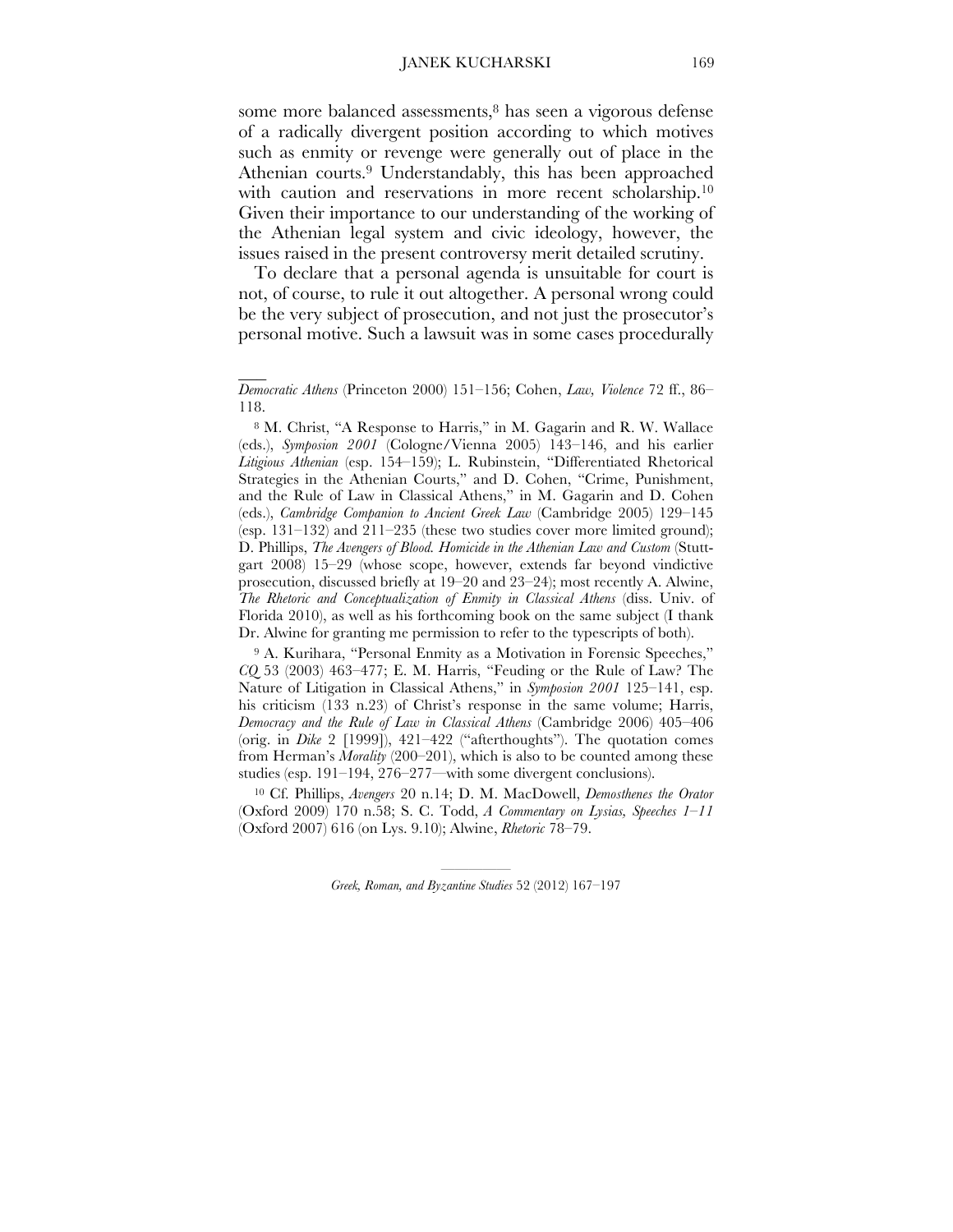some more balanced assessments,[8] has seen a vigorous defense of a radically divergent position according to which motives such as enmity or revenge were generally out of place in the Athenian courts.[9] Understandably, this has been approached with caution and reservations in more recent scholarship.[10] Given their importance to our understanding of the working of the Athenian legal system and civic ideology, however, the issues raised in the present controversy merit detailed scrutiny.

To declare that a personal agenda is unsuitable for court is not, of course, to rule it out altogether. A personal wrong could be the very subject of prosecution, and not just the prosecutor's personal motive. Such a lawsuit was in some cases procedurally

---

*Democratic Athens* (Princeton 2000) 151–156; Cohen, *Law, Violence* 72 ff., 86–118.

[8] M. Christ, "A Response to Harris," in M. Gagarin and R. W. Wallace (eds.), *Symposion 2001* (Cologne/Vienna 2005) 143–146, and his earlier *Litigious Athenian* (esp. 154–159); L. Rubinstein, "Differentiated Rhetorical Strategies in the Athenian Courts," and D. Cohen, "Crime, Punishment, and the Rule of Law in Classical Athens," in M. Gagarin and D. Cohen (eds.), *Cambridge Companion to Ancient Greek Law* (Cambridge 2005) 129–145 (esp. 131–132) and 211–235 (these two studies cover more limited ground); D. Phillips, *The Avengers of Blood. Homicide in the Athenian Law and Custom* (Stuttgart 2008) 15–29 (whose scope, however, extends far beyond vindictive prosecution, discussed briefly at 19–20 and 23–24); most recently A. Alwine, *The Rhetoric and Conceptualization of Enmity in Classical Athens* (diss. Univ. of Florida 2010), as well as his forthcoming book on the same subject (I thank Dr. Alwine for granting me permission to refer to the typescripts of both).

[9] A. Kurihara, "Personal Enmity as a Motivation in Forensic Speeches," *CQ* 53 (2003) 463–477; E. M. Harris, "Feuding or the Rule of Law? The Nature of Litigation in Classical Athens," in *Symposion 2001* 125–141, esp. his criticism (133 n.23) of Christ's response in the same volume; Harris, *Democracy and the Rule of Law in Classical Athens* (Cambridge 2006) 405–406 (orig. in *Dike* 2 [1999]), 421–422 ("afterthoughts"). The quotation comes from Herman's *Morality* (200–201), which is also to be counted among these studies (esp. 191–194, 276–277—with some divergent conclusions).

[10] Cf. Phillips, *Avengers* 20 n.14; D. M. MacDowell, *Demosthenes the Orator* (Oxford 2009) 170 n.58; S. C. Todd, *A Commentary on Lysias, Speeches 1–11* (Oxford 2007) 616 (on Lys. 9.10); Alwine, *Rhetoric* 78–79.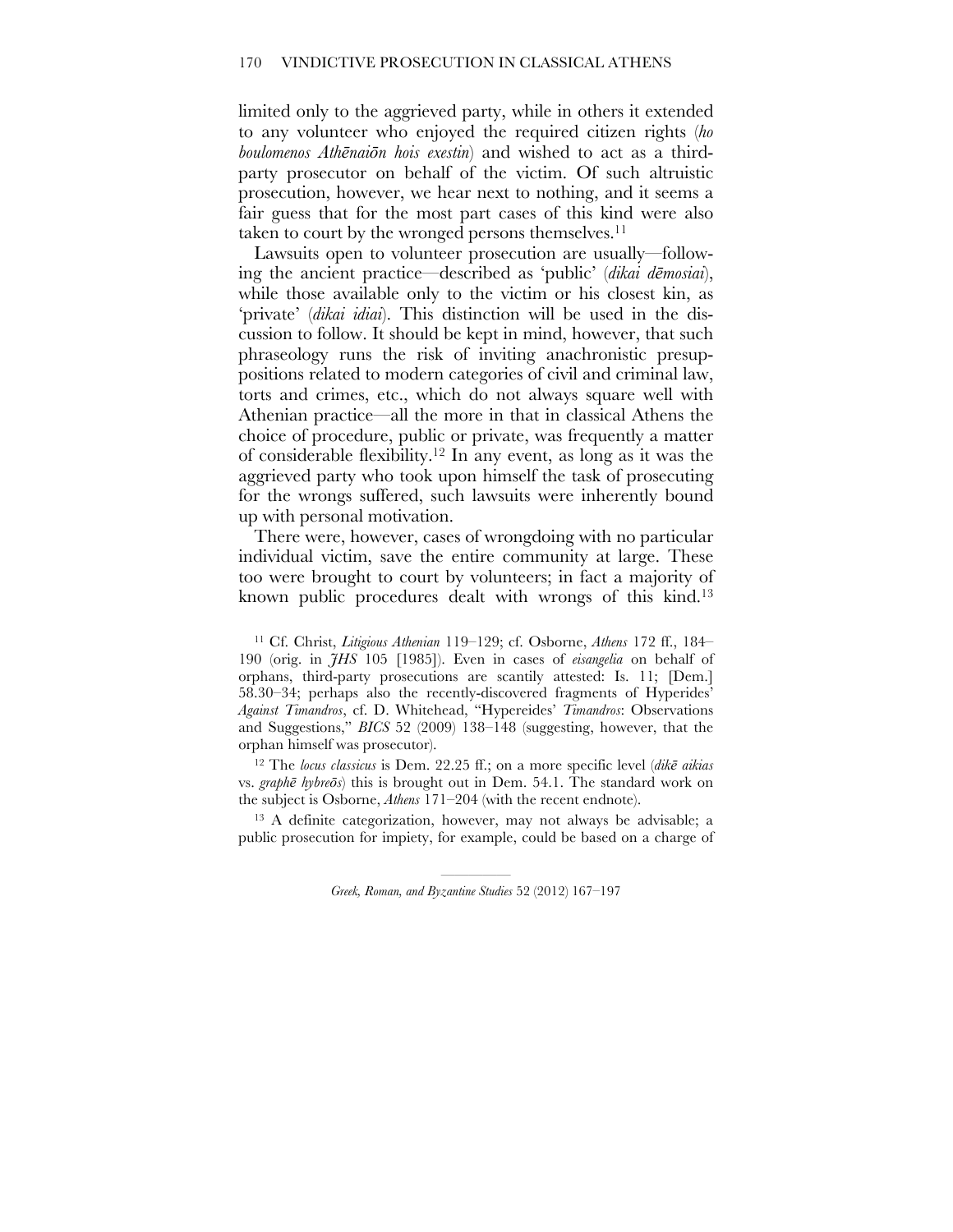limited only to the aggrieved party, while in others it extended to any volunteer who enjoyed the required citizen rights (*ho boulomenos Athēnaiōn hois exestin*) and wished to act as a third-party prosecutor on behalf of the victim. Of such altruistic prosecution, however, we hear next to nothing, and it seems a fair guess that for the most part cases of this kind were also taken to court by the wronged persons themselves.[11]

Lawsuits open to volunteer prosecution are usually—following the ancient practice—described as 'public' (*dikai dēmosiai*), while those available only to the victim or his closest kin, as 'private' (*dikai idiai*). This distinction will be used in the discussion to follow. It should be kept in mind, however, that such phraseology runs the risk of inviting anachronistic presuppositions related to modern categories of civil and criminal law, torts and crimes, etc., which do not always square well with Athenian practice—all the more in that in classical Athens the choice of procedure, public or private, was frequently a matter of considerable flexibility.[12] In any event, as long as it was the aggrieved party who took upon himself the task of prosecuting for the wrongs suffered, such lawsuits were inherently bound up with personal motivation.

There were, however, cases of wrongdoing with no particular individual victim, save the entire community at large. These too were brought to court by volunteers; in fact a majority of known public procedures dealt with wrongs of this kind.[13]

[11] Cf. Christ, *Litigious Athenian* 119–129; cf. Osborne, *Athens* 172 ff., 184–190 (orig. in *JHS* 105 [1985]). Even in cases of *eisangelia* on behalf of orphans, third-party prosecutions are scantily attested: Is. 11; [Dem.] 58.30–34; perhaps also the recently-discovered fragments of Hyperides' *Against Timandros*, cf. D. Whitehead, "Hypereides' *Timandros*: Observations and Suggestions," *BICS* 52 (2009) 138–148 (suggesting, however, that the orphan himself was prosecutor).

[12] The *locus classicus* is Dem. 22.25 ff.; on a more specific level (*dikē aikias* vs. *graphē hybreōs*) this is brought out in Dem. 54.1. The standard work on the subject is Osborne, *Athens* 171–204 (with the recent endnote).

[13] A definite categorization, however, may not always be advisable; a public prosecution for impiety, for example, could be based on a charge of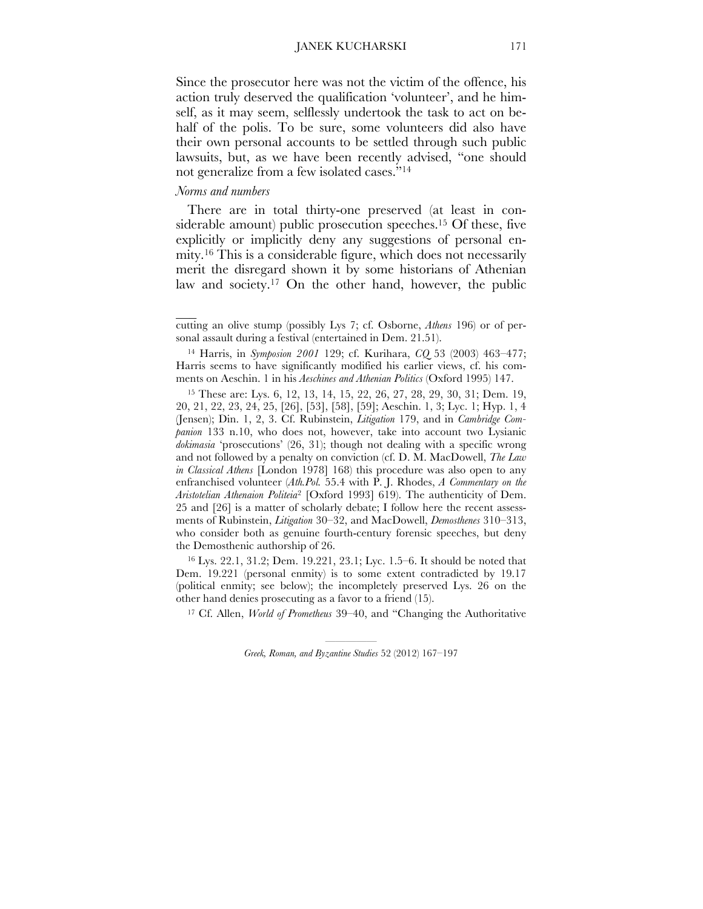Since the prosecutor here was not the victim of the offence, his action truly deserved the qualification 'volunteer', and he himself, as it may seem, selflessly undertook the task to act on behalf of the polis. To be sure, some volunteers did also have their own personal accounts to be settled through such public lawsuits, but, as we have been recently advised, "one should not generalize from a few isolated cases."[14]

*Norms and numbers*

There are in total thirty-one preserved (at least in considerable amount) public prosecution speeches.[15] Of these, five explicitly or implicitly deny any suggestions of personal enmity.[16] This is a considerable figure, which does not necessarily merit the disregard shown it by some historians of Athenian law and society.[17] On the other hand, however, the public

---

cutting an olive stump (possibly Lys 7; cf. Osborne, *Athens* 196) or of personal assault during a festival (entertained in Dem. 21.51).

[14] Harris, in *Symposion 2001* 129; cf. Kurihara, *CQ* 53 (2003) 463–477; Harris seems to have significantly modified his earlier views, cf. his comments on Aeschin. 1 in his *Aeschines and Athenian Politics* (Oxford 1995) 147.

[15] These are: Lys. 6, 12, 13, 14, 15, 22, 26, 27, 28, 29, 30, 31; Dem. 19, 20, 21, 22, 23, 24, 25, [26], [53], [58], [59]; Aeschin. 1, 3; Lyc. 1; Hyp. 1, 4 (Jensen); Din. 1, 2, 3. Cf. Rubinstein, *Litigation* 179, and in *Cambridge Companion* 133 n.10, who does not, however, take into account two Lysianic *dokimasia* 'prosecutions' (26, 31); though not dealing with a specific wrong and not followed by a penalty on conviction (cf. D. M. MacDowell, *The Law in Classical Athens* [London 1978] 168) this procedure was also open to any enfranchised volunteer (*Ath.Pol.* 55.4 with P. J. Rhodes, *A Commentary on the Aristotelian Athenaion Politeia*[2] [Oxford 1993] 619). The authenticity of Dem. 25 and [26] is a matter of scholarly debate; I follow here the recent assessments of Rubinstein, *Litigation* 30–32, and MacDowell, *Demosthenes* 310–313, who consider both as genuine fourth-century forensic speeches, but deny the Demosthenic authorship of 26.

[16] Lys. 22.1, 31.2; Dem. 19.221, 23.1; Lyc. 1.5–6. It should be noted that Dem. 19.221 (personal enmity) is to some extent contradicted by 19.17 (political enmity; see below); the incompletely preserved Lys. 26 on the other hand denies prosecuting as a favor to a friend (15).

[17] Cf. Allen, *World of Prometheus* 39–40, and "Changing the Authoritative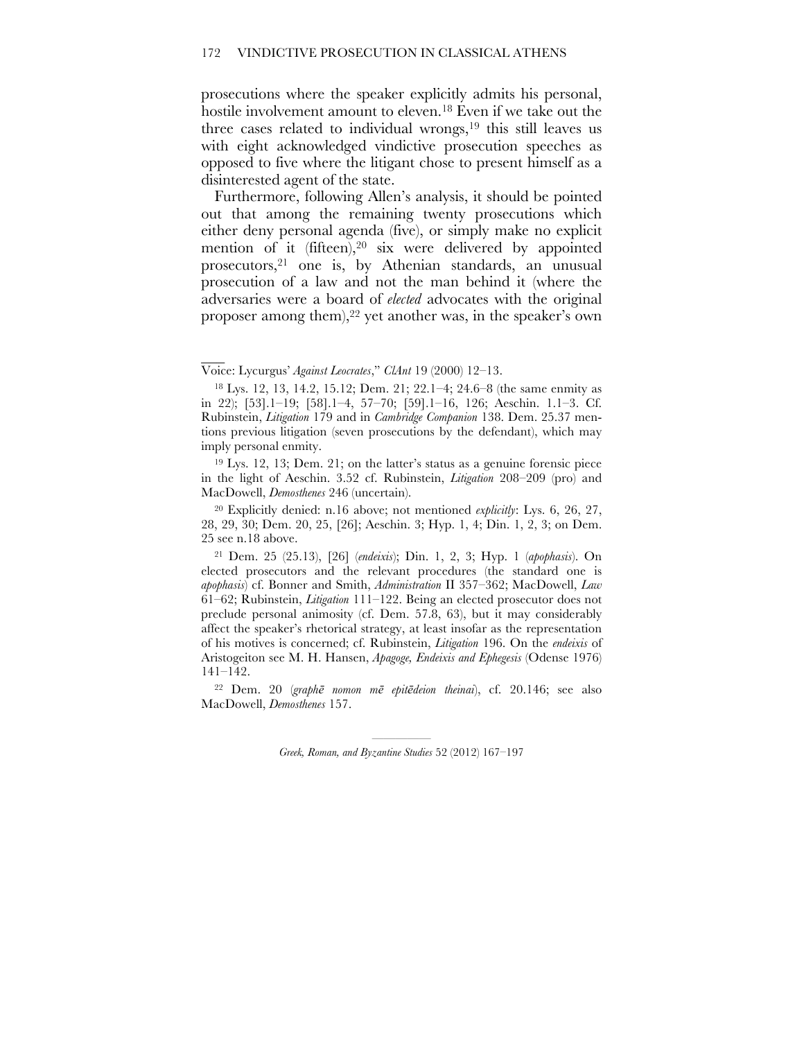prosecutions where the speaker explicitly admits his personal, hostile involvement amount to eleven.[18] Even if we take out the three cases related to individual wrongs,[19] this still leaves us with eight acknowledged vindictive prosecution speeches as opposed to five where the litigant chose to present himself as a disinterested agent of the state.

Furthermore, following Allen's analysis, it should be pointed out that among the remaining twenty prosecutions which either deny personal agenda (five), or simply make no explicit mention of it (fifteen),[20] six were delivered by appointed prosecutors,[21] one is, by Athenian standards, an unusual prosecution of a law and not the man behind it (where the adversaries were a board of *elected* advocates with the original proposer among them),[22] yet another was, in the speaker's own

---

Voice: Lycurgus' *Against Leocrates*," *ClAnt* 19 (2000) 12–13.

[18] Lys. 12, 13, 14.2, 15.12; Dem. 21; 22.1–4; 24.6–8 (the same enmity as in 22); [53].1–19; [58].1–4, 57–70; [59].1–16, 126; Aeschin. 1.1–3. Cf. Rubinstein, *Litigation* 179 and in *Cambridge Companion* 138. Dem. 25.37 mentions previous litigation (seven prosecutions by the defendant), which may imply personal enmity.

[19] Lys. 12, 13; Dem. 21; on the latter's status as a genuine forensic piece in the light of Aeschin. 3.52 cf. Rubinstein, *Litigation* 208–209 (pro) and MacDowell, *Demosthenes* 246 (uncertain).

[20] Explicitly denied: n.16 above; not mentioned *explicitly*: Lys. 6, 26, 27, 28, 29, 30; Dem. 20, 25, [26]; Aeschin. 3; Hyp. 1, 4; Din. 1, 2, 3; on Dem. 25 see n.18 above.

[21] Dem. 25 (25.13), [26] (*endeixis*); Din. 1, 2, 3; Hyp. 1 (*apophasis*). On elected prosecutors and the relevant procedures (the standard one is *apophasis*) cf. Bonner and Smith, *Administration* II 357–362; MacDowell, *Law* 61–62; Rubinstein, *Litigation* 111–122. Being an elected prosecutor does not preclude personal animosity (cf. Dem. 57.8, 63), but it may considerably affect the speaker's rhetorical strategy, at least insofar as the representation of his motives is concerned; cf. Rubinstein, *Litigation* 196. On the *endeixis* of Aristogeiton see M. H. Hansen, *Apagoge, Endeixis and Ephegesis* (Odense 1976) 141–142.

[22] Dem. 20 (*graphē nomon mē epitēdeion theinai*), cf. 20.146; see also MacDowell, *Demosthenes* 157.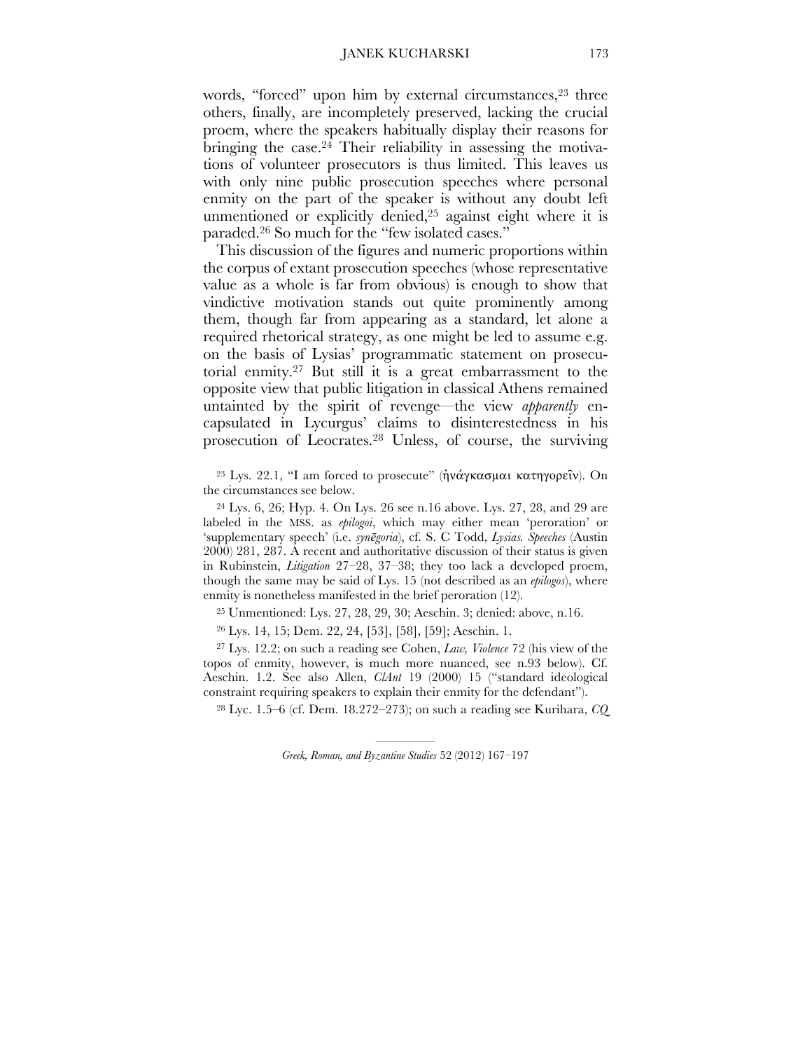words, "forced" upon him by external circumstances,[23] three others, finally, are incompletely preserved, lacking the crucial proem, where the speakers habitually display their reasons for bringing the case.[24] Their reliability in assessing the motivations of volunteer prosecutors is thus limited. This leaves us with only nine public prosecution speeches where personal enmity on the part of the speaker is without any doubt left unmentioned or explicitly denied,[25] against eight where it is paraded.[26] So much for the "few isolated cases."

This discussion of the figures and numeric proportions within the corpus of extant prosecution speeches (whose representative value as a whole is far from obvious) is enough to show that vindictive motivation stands out quite prominently among them, though far from appearing as a standard, let alone a required rhetorical strategy, as one might be led to assume e.g. on the basis of Lysias' programmatic statement on prosecutorial enmity.[27] But still it is a great embarrassment to the opposite view that public litigation in classical Athens remained untainted by the spirit of revenge—the view *apparently* encapsulated in Lycurgus' claims to disinterestedness in his prosecution of Leocrates.[28] Unless, of course, the surviving

[23] Lys. 22.1, "I am forced to prosecute" (ἠνάγκασμαι κατηγορεῖν). On the circumstances see below.

[24] Lys. 6, 26; Hyp. 4. On Lys. 26 see n.16 above. Lys. 27, 28, and 29 are labeled in the MSS. as *epilogoi*, which may either mean 'peroration' or 'supplementary speech' (i.e. *synēgoria*), cf. S. C Todd, *Lysias. Speeches* (Austin 2000) 281, 287. A recent and authoritative discussion of their status is given in Rubinstein, *Litigation* 27–28, 37–38; they too lack a developed proem, though the same may be said of Lys. 15 (not described as an *epilogos*), where enmity is nonetheless manifested in the brief peroration (12).

[25] Unmentioned: Lys. 27, 28, 29, 30; Aeschin. 3; denied: above, n.16.

[26] Lys. 14, 15; Dem. 22, 24, [53], [58], [59]; Aeschin. 1.

[27] Lys. 12.2; on such a reading see Cohen, *Law, Violence* 72 (his view of the topos of enmity, however, is much more nuanced, see n.93 below). Cf. Aeschin. 1.2. See also Allen, *ClAnt* 19 (2000) 15 ("standard ideological constraint requiring speakers to explain their enmity for the defendant").

[28] Lyc. 1.5–6 (cf. Dem. 18.272–273); on such a reading see Kurihara, *CQ*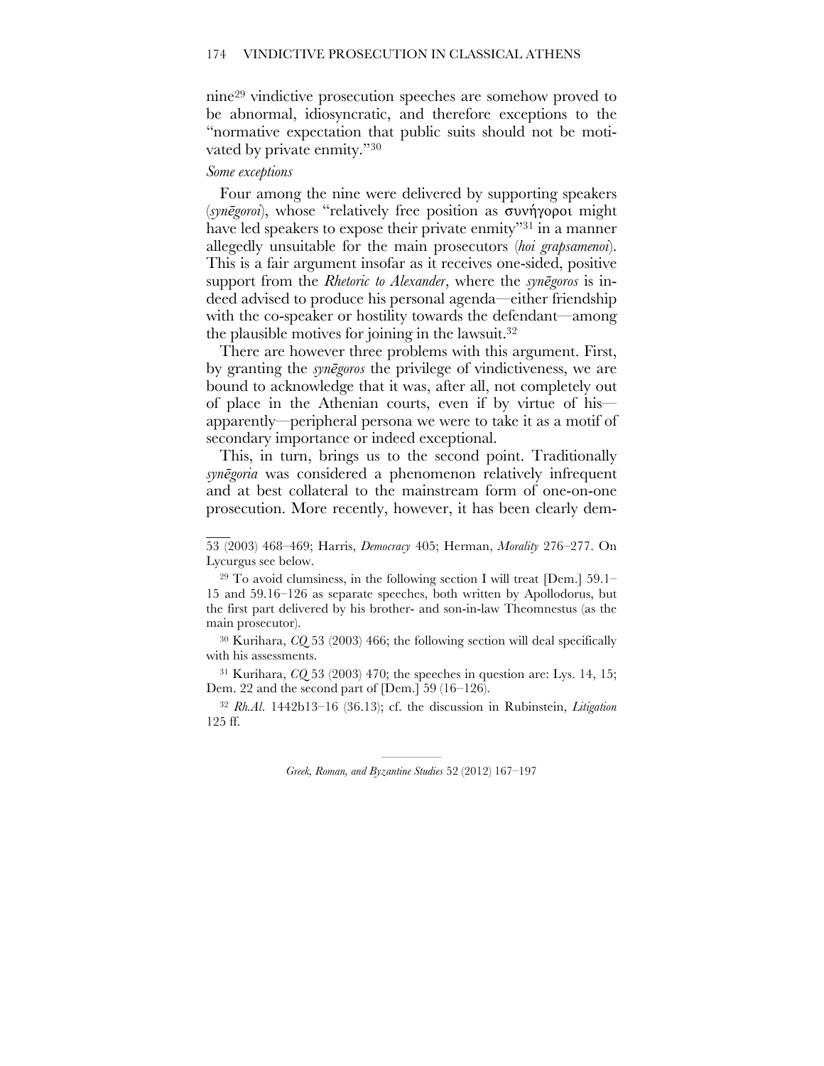nine[29] vindictive prosecution speeches are somehow proved to be abnormal, idiosyncratic, and therefore exceptions to the "normative expectation that public suits should not be motivated by private enmity."[30]

*Some exceptions*

Four among the nine were delivered by supporting speakers (*synēgoroi*), whose "relatively free position as συνήγοροι might have led speakers to expose their private enmity"[31] in a manner allegedly unsuitable for the main prosecutors (*hoi grapsamenoi*). This is a fair argument insofar as it receives one-sided, positive support from the *Rhetoric to Alexander*, where the *synēgoros* is indeed advised to produce his personal agenda—either friendship with the co-speaker or hostility towards the defendant—among the plausible motives for joining in the lawsuit.[32]

There are however three problems with this argument. First, by granting the *synēgoros* the privilege of vindictiveness, we are bound to acknowledge that it was, after all, not completely out of place in the Athenian courts, even if by virtue of his—apparently—peripheral persona we were to take it as a motif of secondary importance or indeed exceptional.

This, in turn, brings us to the second point. Traditionally *synēgoria* was considered a phenomenon relatively infrequent and at best collateral to the mainstream form of one-on-one prosecution. More recently, however, it has been clearly dem-

---

53 (2003) 468–469; Harris, *Democracy* 405; Herman, *Morality* 276–277. On Lycurgus see below.

[29] To avoid clumsiness, in the following section I will treat [Dem.] 59.1–15 and 59.16–126 as separate speeches, both written by Apollodorus, but the first part delivered by his brother- and son-in-law Theomnestus (as the main prosecutor).

[30] Kurihara, *CQ* 53 (2003) 466; the following section will deal specifically with his assessments.

[31] Kurihara, *CQ* 53 (2003) 470; the speeches in question are: Lys. 14, 15; Dem. 22 and the second part of [Dem.] 59 (16–126).

[32] *Rh.Al.* 1442b13–16 (36.13); cf. the discussion in Rubinstein, *Litigation* 125 ff.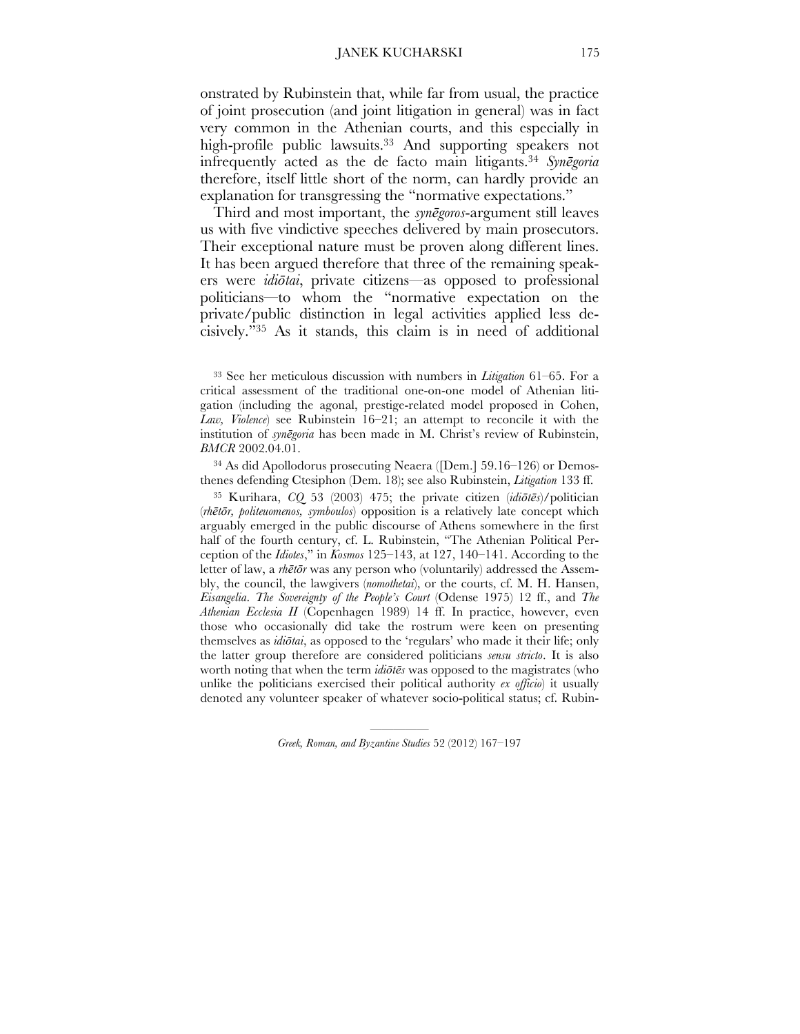onstrated by Rubinstein that, while far from usual, the practice of joint prosecution (and joint litigation in general) was in fact very common in the Athenian courts, and this especially in high-profile public lawsuits.[33] And supporting speakers not infrequently acted as the de facto main litigants.[34] *Synēgoria* therefore, itself little short of the norm, can hardly provide an explanation for transgressing the "normative expectations."

Third and most important, the *synēgoros*-argument still leaves us with five vindictive speeches delivered by main prosecutors. Their exceptional nature must be proven along different lines. It has been argued therefore that three of the remaining speakers were *idiōtai*, private citizens—as opposed to professional politicians—to whom the "normative expectation on the private/public distinction in legal activities applied less decisively."[35] As it stands, this claim is in need of additional

---

[33] See her meticulous discussion with numbers in *Litigation* 61–65. For a critical assessment of the traditional one-on-one model of Athenian litigation (including the agonal, prestige-related model proposed in Cohen, *Law, Violence*) see Rubinstein 16–21; an attempt to reconcile it with the institution of *synēgoria* has been made in M. Christ's review of Rubinstein, *BMCR* 2002.04.01.

[34] As did Apollodorus prosecuting Neaera ([Dem.] 59.16–126) or Demosthenes defending Ctesiphon (Dem. 18); see also Rubinstein, *Litigation* 133 ff.

[35] Kurihara, *CQ* 53 (2003) 475; the private citizen (*idiōtēs*)/politician (*rhētōr, politeuomenos, symboulos*) opposition is a relatively late concept which arguably emerged in the public discourse of Athens somewhere in the first half of the fourth century, cf. L. Rubinstein, "The Athenian Political Perception of the *Idiotes*," in *Kosmos* 125–143, at 127, 140–141. According to the letter of law, a *rhētōr* was any person who (voluntarily) addressed the Assembly, the council, the lawgivers (*nomothetai*), or the courts, cf. M. H. Hansen, *Eisangelia. The Sovereignty of the People's Court* (Odense 1975) 12 ff., and *The Athenian Ecclesia II* (Copenhagen 1989) 14 ff. In practice, however, even those who occasionally did take the rostrum were keen on presenting themselves as *idiōtai*, as opposed to the 'regulars' who made it their life; only the latter group therefore are considered politicians *sensu stricto*. It is also worth noting that when the term *idiōtēs* was opposed to the magistrates (who unlike the politicians exercised their political authority *ex officio*) it usually denoted any volunteer speaker of whatever socio-political status; cf. Rubin-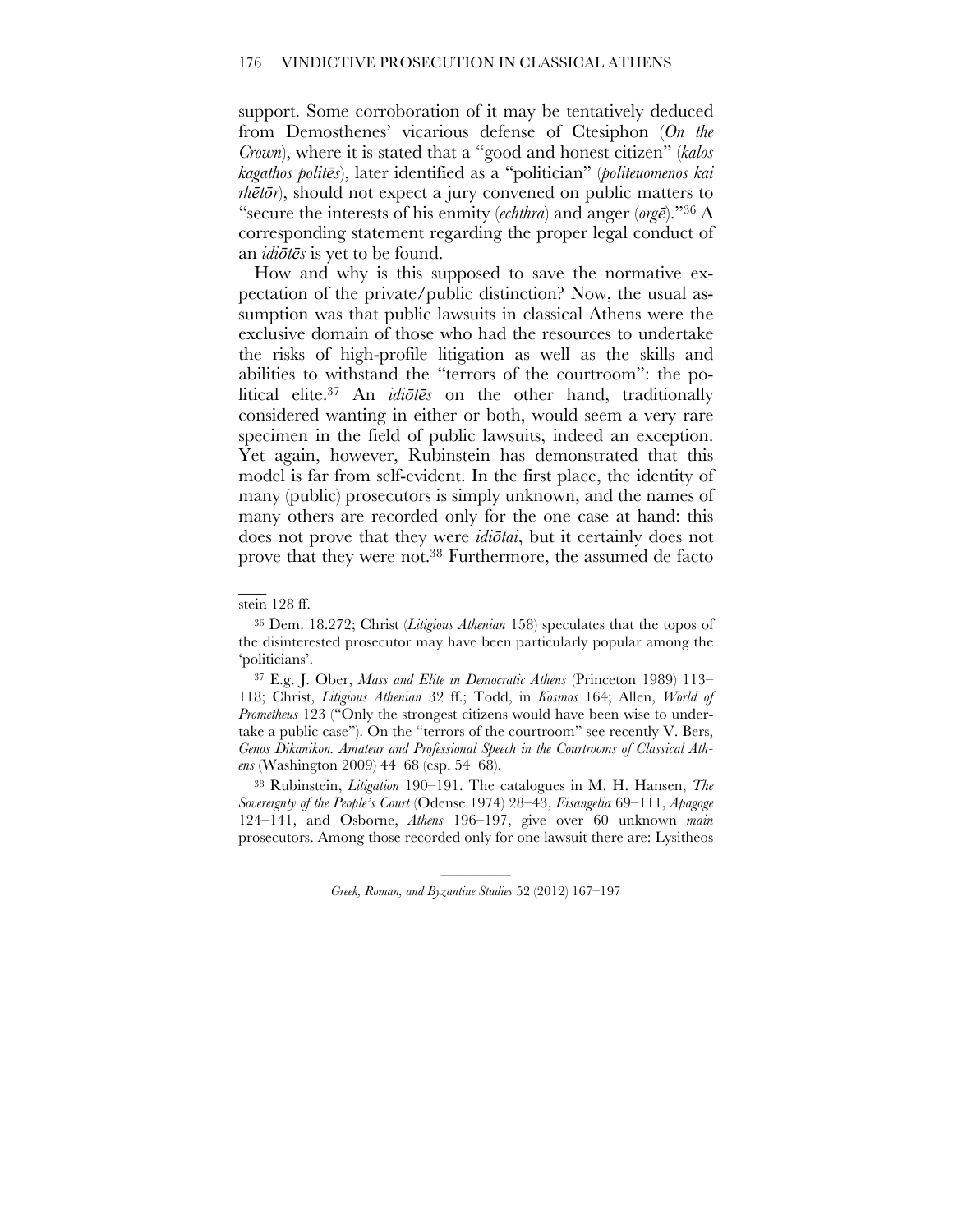support. Some corroboration of it may be tentatively deduced from Demosthenes' vicarious defense of Ctesiphon (*On the Crown*), where it is stated that a "good and honest citizen" (*kalos kagathos politēs*), later identified as a "politician" (*politeuomenos kai rhētōr*), should not expect a jury convened on public matters to "secure the interests of his enmity (*echthra*) and anger (*orgē*)."[36] A corresponding statement regarding the proper legal conduct of an *idiōtēs* is yet to be found.

How and why is this supposed to save the normative expectation of the private/public distinction? Now, the usual assumption was that public lawsuits in classical Athens were the exclusive domain of those who had the resources to undertake the risks of high-profile litigation as well as the skills and abilities to withstand the "terrors of the courtroom": the political elite.[37] An *idiōtēs* on the other hand, traditionally considered wanting in either or both, would seem a very rare specimen in the field of public lawsuits, indeed an exception. Yet again, however, Rubinstein has demonstrated that this model is far from self-evident. In the first place, the identity of many (public) prosecutors is simply unknown, and the names of many others are recorded only for the one case at hand: this does not prove that they were *idiōtai*, but it certainly does not prove that they were not.[38] Furthermore, the assumed de facto

---

stein 128 ff.

[36] Dem. 18.272; Christ (*Litigious Athenian* 158) speculates that the topos of the disinterested prosecutor may have been particularly popular among the 'politicians'.

[37] E.g. J. Ober, *Mass and Elite in Democratic Athens* (Princeton 1989) 113–118; Christ, *Litigious Athenian* 32 ff.; Todd, in *Kosmos* 164; Allen, *World of Prometheus* 123 ("Only the strongest citizens would have been wise to undertake a public case"). On the "terrors of the courtroom" see recently V. Bers, *Genos Dikanikon. Amateur and Professional Speech in the Courtrooms of Classical Athens* (Washington 2009) 44–68 (esp. 54–68).

[38] Rubinstein, *Litigation* 190–191. The catalogues in M. H. Hansen, *The Sovereignty of the People's Court* (Odense 1974) 28–43, *Eisangelia* 69–111, *Apagoge* 124–141, and Osborne, *Athens* 196–197, give over 60 unknown *main* prosecutors. Among those recorded only for one lawsuit there are: Lysitheos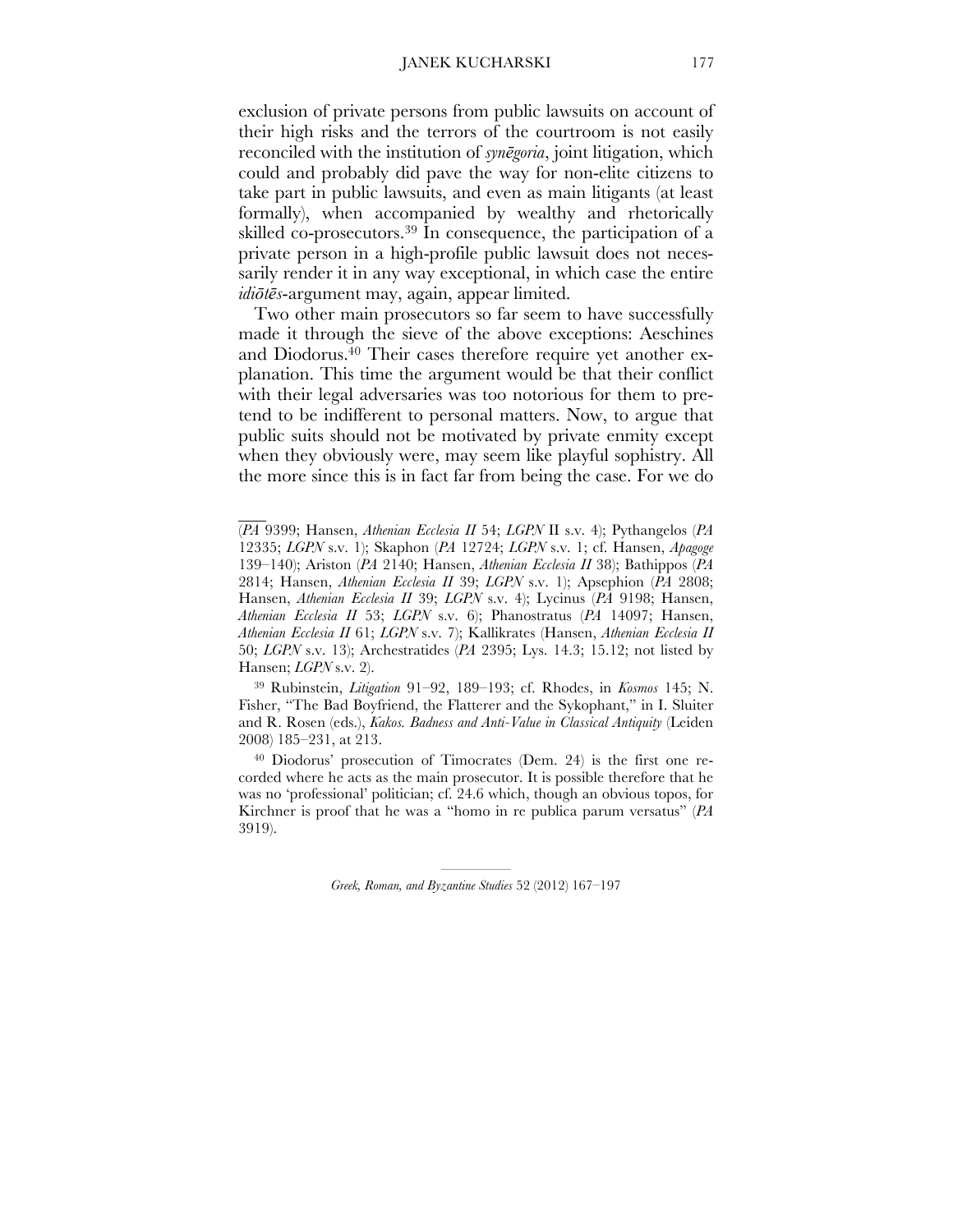exclusion of private persons from public lawsuits on account of their high risks and the terrors of the courtroom is not easily reconciled with the institution of *synēgoria*, joint litigation, which could and probably did pave the way for non-elite citizens to take part in public lawsuits, and even as main litigants (at least formally), when accompanied by wealthy and rhetorically skilled co-prosecutors.[39] In consequence, the participation of a private person in a high-profile public lawsuit does not necessarily render it in any way exceptional, in which case the entire *idiōtēs*-argument may, again, appear limited.

Two other main prosecutors so far seem to have successfully made it through the sieve of the above exceptions: Aeschines and Diodorus.[40] Their cases therefore require yet another explanation. This time the argument would be that their conflict with their legal adversaries was too notorious for them to pretend to be indifferent to personal matters. Now, to argue that public suits should not be motivated by private enmity except when they obviously were, may seem like playful sophistry. All the more since this is in fact far from being the case. For we do

---

(*PA* 9399; Hansen, *Athenian Ecclesia II* 54; *LGPN* II s.v. 4); Pythangelos (*PA* 12335; *LGPN* s.v. 1); Skaphon (*PA* 12724; *LGPN* s.v. 1; cf. Hansen, *Apagoge* 139–140); Ariston (*PA* 2140; Hansen, *Athenian Ecclesia II* 38); Bathippos (*PA* 2814; Hansen, *Athenian Ecclesia II* 39; *LGPN* s.v. 1); Apsephion (*PA* 2808; Hansen, *Athenian Ecclesia II* 39; *LGPN* s.v. 4); Lycinus (*PA* 9198; Hansen, *Athenian Ecclesia II* 53; *LGPN* s.v. 6); Phanostratus (*PA* 14097; Hansen, *Athenian Ecclesia II* 61; *LGPN* s.v. 7); Kallikrates (Hansen, *Athenian Ecclesia II* 50; *LGPN* s.v. 13); Archestratides (*PA* 2395; Lys. 14.3; 15.12; not listed by Hansen; *LGPN* s.v. 2).

[39] Rubinstein, *Litigation* 91–92, 189–193; cf. Rhodes, in *Kosmos* 145; N. Fisher, "The Bad Boyfriend, the Flatterer and the Sykophant," in I. Sluiter and R. Rosen (eds.), *Kakos. Badness and Anti-Value in Classical Antiquity* (Leiden 2008) 185–231, at 213.

[40] Diodorus' prosecution of Timocrates (Dem. 24) is the first one recorded where he acts as the main prosecutor. It is possible therefore that he was no 'professional' politician; cf. 24.6 which, though an obvious topos, for Kirchner is proof that he was a "homo in re publica parum versatus" (*PA* 3919).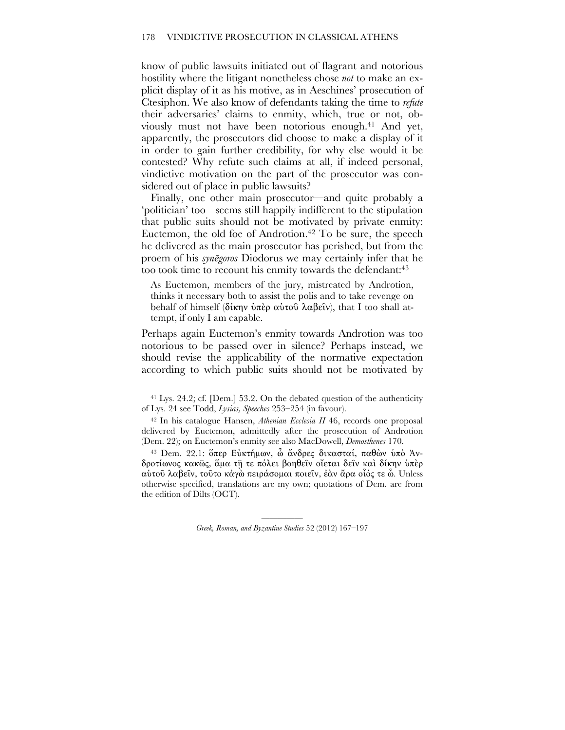know of public lawsuits initiated out of flagrant and notorious hostility where the litigant nonetheless chose *not* to make an explicit display of it as his motive, as in Aeschines' prosecution of Ctesiphon. We also know of defendants taking the time to *refute* their adversaries' claims to enmity, which, true or not, obviously must not have been notorious enough.[41] And yet, apparently, the prosecutors did choose to make a display of it in order to gain further credibility, for why else would it be contested? Why refute such claims at all, if indeed personal, vindictive motivation on the part of the prosecutor was considered out of place in public lawsuits?

Finally, one other main prosecutor—and quite probably a 'politician' too—seems still happily indifferent to the stipulation that public suits should not be motivated by private enmity: Euctemon, the old foe of Androtion.[42] To be sure, the speech he delivered as the main prosecutor has perished, but from the proem of his *synēgoros* Diodorus we may certainly infer that he too took time to recount his enmity towards the defendant:[43]

> As Euctemon, members of the jury, mistreated by Androtion, thinks it necessary both to assist the polis and to take revenge on behalf of himself (δίκην ὑπὲρ αὑτοῦ λαβεῖν), that I too shall attempt, if only I am capable.

Perhaps again Euctemon's enmity towards Androtion was too notorious to be passed over in silence? Perhaps instead, we should revise the applicability of the normative expectation according to which public suits should not be motivated by

[41] Lys. 24.2; cf. [Dem.] 53.2. On the debated question of the authenticity of Lys. 24 see Todd, *Lysias, Speeches* 253–254 (in favour).

[42] In his catalogue Hansen, *Athenian Ecclesia II* 46, records one proposal delivered by Euctemon, admittedly after the prosecution of Androtion (Dem. 22); on Euctemon's enmity see also MacDowell, *Demosthenes* 170.

[43] Dem. 22.1: ὅπερ Εὐκτήμων, ὦ ἄνδρες δικασταί, παθὼν ὑπὸ Ἀνδροτίωνος κακῶς, ἅμα τῇ τε πόλει βοηθεῖν οἴεται δεῖν καὶ δίκην ὑπὲρ αὑτοῦ λαβεῖν, τοῦτο κἀγὼ πειράσομαι ποιεῖν, ἐὰν ἄρα οἷός τε ὦ. Unless otherwise specified, translations are my own; quotations of Dem. are from the edition of Dilts (OCT).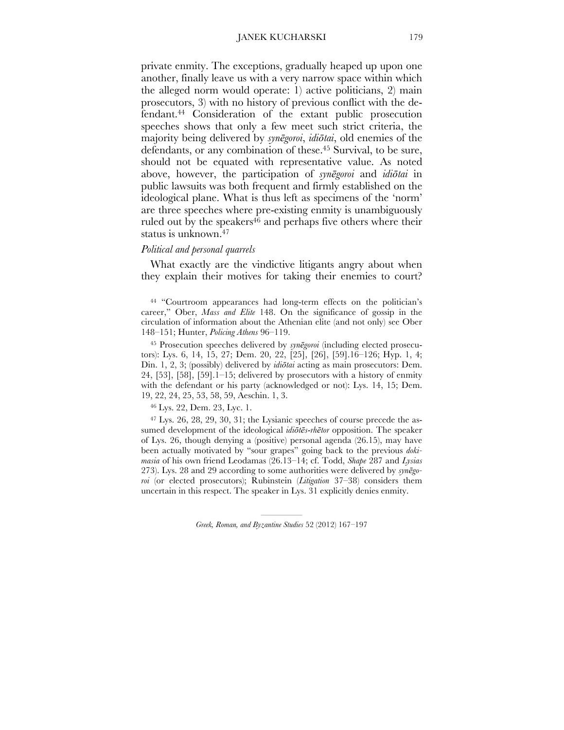private enmity. The exceptions, gradually heaped up upon one another, finally leave us with a very narrow space within which the alleged norm would operate: 1) active politicians, 2) main prosecutors, 3) with no history of previous conflict with the defendant.[44] Consideration of the extant public prosecution speeches shows that only a few meet such strict criteria, the majority being delivered by *synēgoroi*, *idiōtai*, old enemies of the defendants, or any combination of these.[45] Survival, to be sure, should not be equated with representative value. As noted above, however, the participation of *synēgoroi* and *idiōtai* in public lawsuits was both frequent and firmly established on the ideological plane. What is thus left as specimens of the 'norm' are three speeches where pre-existing enmity is unambiguously ruled out by the speakers[46] and perhaps five others where their status is unknown.[47]

*Political and personal quarrels*

What exactly are the vindictive litigants angry about when they explain their motives for taking their enemies to court?

[44] "Courtroom appearances had long-term effects on the politician's career," Ober, *Mass and Elite* 148. On the significance of gossip in the circulation of information about the Athenian elite (and not only) see Ober 148–151; Hunter, *Policing Athens* 96–119.

[45] Prosecution speeches delivered by *synēgoroi* (including elected prosecutors): Lys. 6, 14, 15, 27; Dem. 20, 22, [25], [26], [59].16–126; Hyp. 1, 4; Din. 1, 2, 3; (possibly) delivered by *idiōtai* acting as main prosecutors: Dem. 24, [53], [58], [59].1–15; delivered by prosecutors with a history of enmity with the defendant or his party (acknowledged or not): Lys. 14, 15; Dem. 19, 22, 24, 25, 53, 58, 59, Aeschin. 1, 3.

[46] Lys. 22, Dem. 23, Lyc. 1.

[47] Lys. 26, 28, 29, 30, 31; the Lysianic speeches of course precede the assumed development of the ideological *idiōtēs*-*rhētor* opposition. The speaker of Lys. 26, though denying a (positive) personal agenda (26.15), may have been actually motivated by "sour grapes" going back to the previous *dokimasia* of his own friend Leodamas (26.13–14; cf. Todd, *Shape* 287 and *Lysias* 273). Lys. 28 and 29 according to some authorities were delivered by *synēgoroi* (or elected prosecutors); Rubinstein (*Litigation* 37–38) considers them uncertain in this respect. The speaker in Lys. 31 explicitly denies enmity.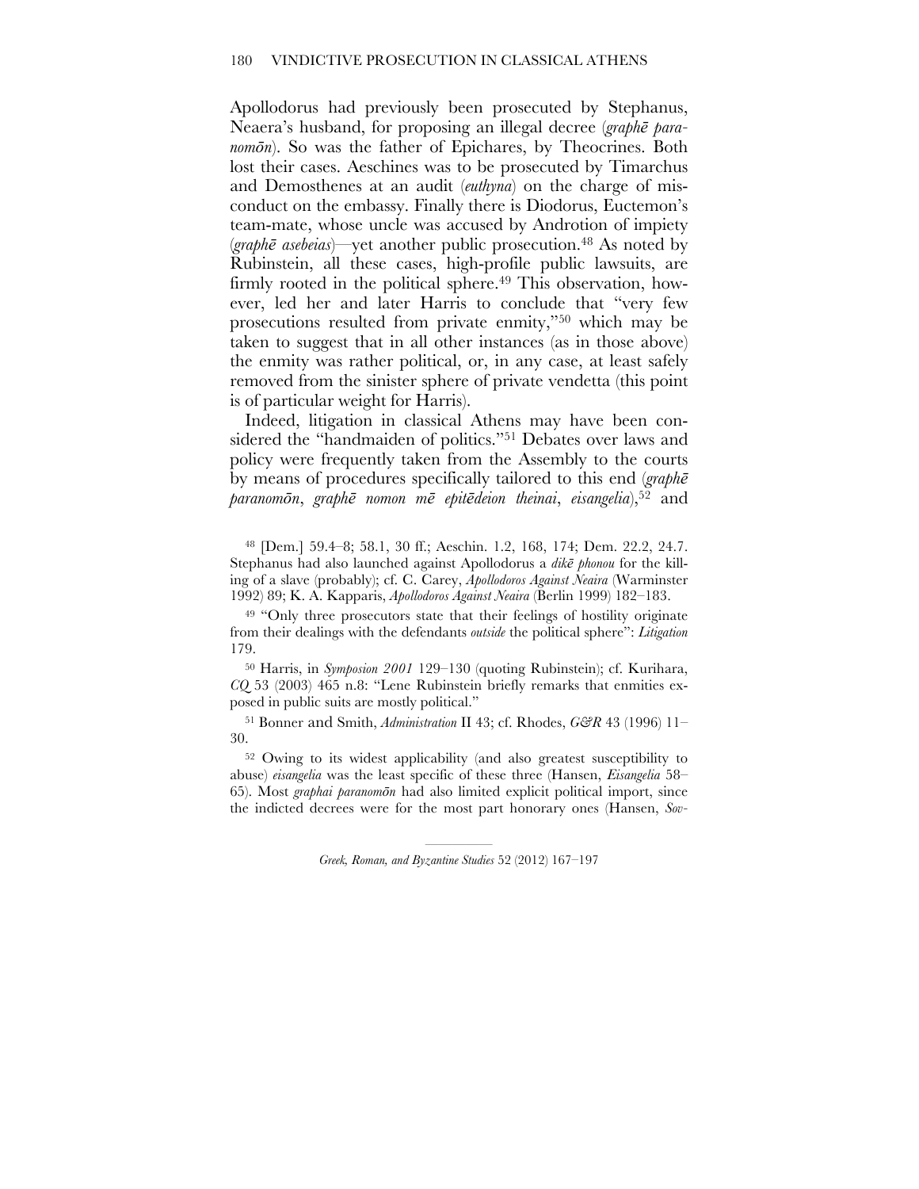Apollodorus had previously been prosecuted by Stephanus, Neaera's husband, for proposing an illegal decree (*graphē paranomōn*). So was the father of Epichares, by Theocrines. Both lost their cases. Aeschines was to be prosecuted by Timarchus and Demosthenes at an audit (*euthyna*) on the charge of misconduct on the embassy. Finally there is Diodorus, Euctemon's team-mate, whose uncle was accused by Androtion of impiety (*graphē asebeias*)—yet another public prosecution.[48] As noted by Rubinstein, all these cases, high-profile public lawsuits, are firmly rooted in the political sphere.[49] This observation, however, led her and later Harris to conclude that "very few prosecutions resulted from private enmity,"[50] which may be taken to suggest that in all other instances (as in those above) the enmity was rather political, or, in any case, at least safely removed from the sinister sphere of private vendetta (this point is of particular weight for Harris).

Indeed, litigation in classical Athens may have been considered the "handmaiden of politics."[51] Debates over laws and policy were frequently taken from the Assembly to the courts by means of procedures specifically tailored to this end (*graphē paranomōn*, *graphē nomon mē epitēdeion theinai*, *eisangelia*),[52] and

---

[48] [Dem.] 59.4–8; 58.1, 30 ff.; Aeschin. 1.2, 168, 174; Dem. 22.2, 24.7. Stephanus had also launched against Apollodorus a *dikē phonou* for the killing of a slave (probably); cf. C. Carey, *Apollodoros Against Neaira* (Warminster 1992) 89; K. A. Kapparis, *Apollodoros Against Neaira* (Berlin 1999) 182–183.

[49] "Only three prosecutors state that their feelings of hostility originate from their dealings with the defendants *outside* the political sphere": *Litigation* 179.

[50] Harris, in *Symposion 2001* 129–130 (quoting Rubinstein); cf. Kurihara, *CQ* 53 (2003) 465 n.8: "Lene Rubinstein briefly remarks that enmities exposed in public suits are mostly political."

[51] Bonner and Smith, *Administration* II 43; cf. Rhodes, *G&R* 43 (1996) 11–30.

[52] Owing to its widest applicability (and also greatest susceptibility to abuse) *eisangelia* was the least specific of these three (Hansen, *Eisangelia* 58–65). Most *graphai paranomōn* had also limited explicit political import, since the indicted decrees were for the most part honorary ones (Hansen, *Sov-*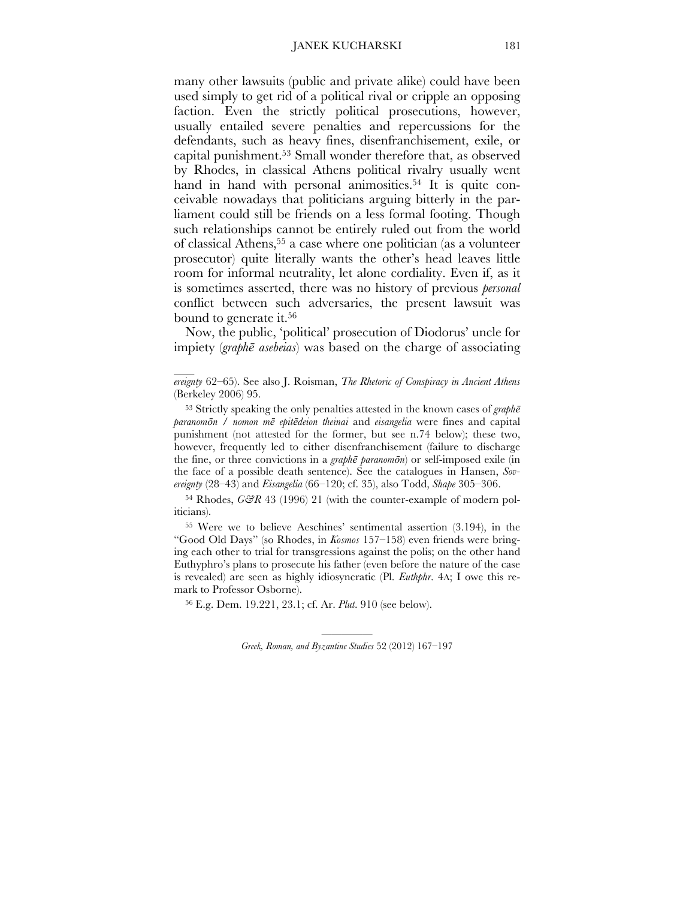many other lawsuits (public and private alike) could have been used simply to get rid of a political rival or cripple an opposing faction. Even the strictly political prosecutions, however, usually entailed severe penalties and repercussions for the defendants, such as heavy fines, disenfranchisement, exile, or capital punishment.[53] Small wonder therefore that, as observed by Rhodes, in classical Athens political rivalry usually went hand in hand with personal animosities.[54] It is quite conceivable nowadays that politicians arguing bitterly in the parliament could still be friends on a less formal footing. Though such relationships cannot be entirely ruled out from the world of classical Athens,[55] a case where one politician (as a volunteer prosecutor) quite literally wants the other's head leaves little room for informal neutrality, let alone cordiality. Even if, as it is sometimes asserted, there was no history of previous *personal* conflict between such adversaries, the present lawsuit was bound to generate it.[56]

Now, the public, 'political' prosecution of Diodorus' uncle for impiety (*graphē asebeias*) was based on the charge of associating

---

*ereignty* 62–65). See also J. Roisman, *The Rhetoric of Conspiracy in Ancient Athens* (Berkeley 2006) 95.

[53] Strictly speaking the only penalties attested in the known cases of *graphē paranomōn / nomon mē epitēdeion theinai* and *eisangelia* were fines and capital punishment (not attested for the former, but see n.74 below); these two, however, frequently led to either disenfranchisement (failure to discharge the fine, or three convictions in a *graphē paranomōn*) or self-imposed exile (in the face of a possible death sentence). See the catalogues in Hansen, *Sovereignty* (28–43) and *Eisangelia* (66–120; cf. 35), also Todd, *Shape* 305–306.

[54] Rhodes, *G&R* 43 (1996) 21 (with the counter-example of modern politicians).

[55] Were we to believe Aeschines' sentimental assertion (3.194), in the "Good Old Days" (so Rhodes, in *Kosmos* 157–158) even friends were bringing each other to trial for transgressions against the polis; on the other hand Euthyphro's plans to prosecute his father (even before the nature of the case is revealed) are seen as highly idiosyncratic (Pl. *Euthphr*. 4A; I owe this remark to Professor Osborne).

[56] E.g. Dem. 19.221, 23.1; cf. Ar. *Plut*. 910 (see below).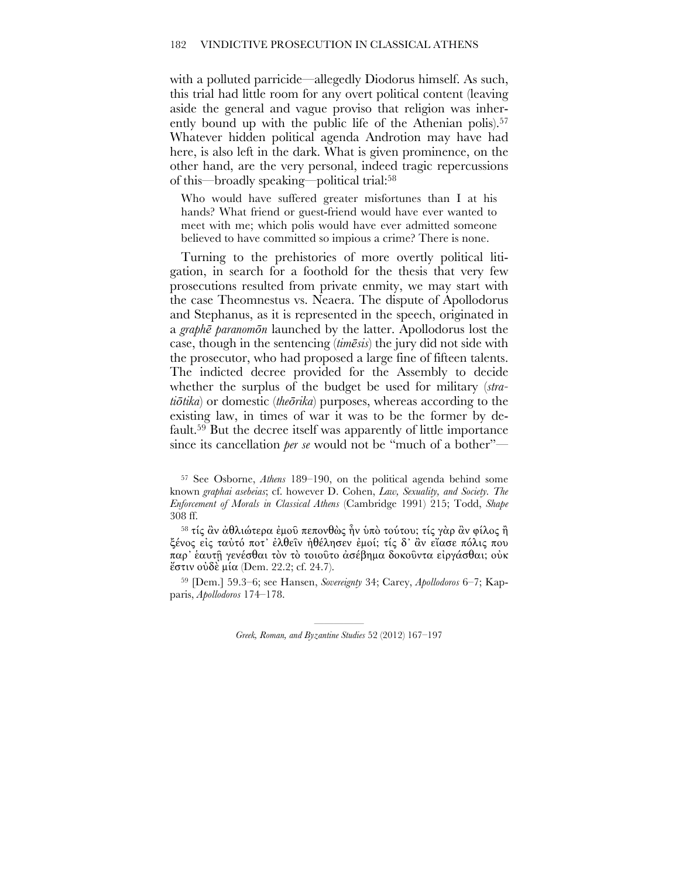with a polluted parricide—allegedly Diodorus himself. As such, this trial had little room for any overt political content (leaving aside the general and vague proviso that religion was inherently bound up with the public life of the Athenian polis).[57] Whatever hidden political agenda Androtion may have had here, is also left in the dark. What is given prominence, on the other hand, are the very personal, indeed tragic repercussions of this—broadly speaking—political trial:[58]

> Who would have suffered greater misfortunes than I at his hands? What friend or guest-friend would have ever wanted to meet with me; which polis would have ever admitted someone believed to have committed so impious a crime? There is none.

Turning to the prehistories of more overtly political litigation, in search for a foothold for the thesis that very few prosecutions resulted from private enmity, we may start with the case Theomnestus vs. Neaera. The dispute of Apollodorus and Stephanus, as it is represented in the speech, originated in a *graphē paranomōn* launched by the latter. Apollodorus lost the case, though in the sentencing (*timēsis*) the jury did not side with the prosecutor, who had proposed a large fine of fifteen talents. The indicted decree provided for the Assembly to decide whether the surplus of the budget be used for military (*stratiōtika*) or domestic (*theōrika*) purposes, whereas according to the existing law, in times of war it was to be the former by default.[59] But the decree itself was apparently of little importance since its cancellation *per se* would not be "much of a bother"—

---

[57] See Osborne, *Athens* 189–190, on the political agenda behind some known *graphai asebeias*; cf. however D. Cohen, *Law, Sexuality, and Society. The Enforcement of Morals in Classical Athens* (Cambridge 1991) 215; Todd, *Shape* 308 ff.

[58] τίς ἂν ἀθλιώτερα ἐμοῦ πεπονθὼς ἦν ὑπὸ τούτου; τίς γὰρ ἂν φίλος ἢ ξένος εἰς ταὐτό ποτ᾽ ἐλθεῖν ἠθέλησεν ἐμοί; τίς δ᾽ ἂν εἴασε πόλις που παρ᾽ ἑαυτῇ γενέσθαι τὸν τὸ τοιοῦτο ἀσέβημα δοκοῦντα εἰργάσθαι; οὐκ ἔστιν οὐδὲ μία (Dem. 22.2; cf. 24.7).

[59] [Dem.] 59.3–6; see Hansen, *Sovereignty* 34; Carey, *Apollodoros* 6–7; Kapparis, *Apollodoros* 174–178.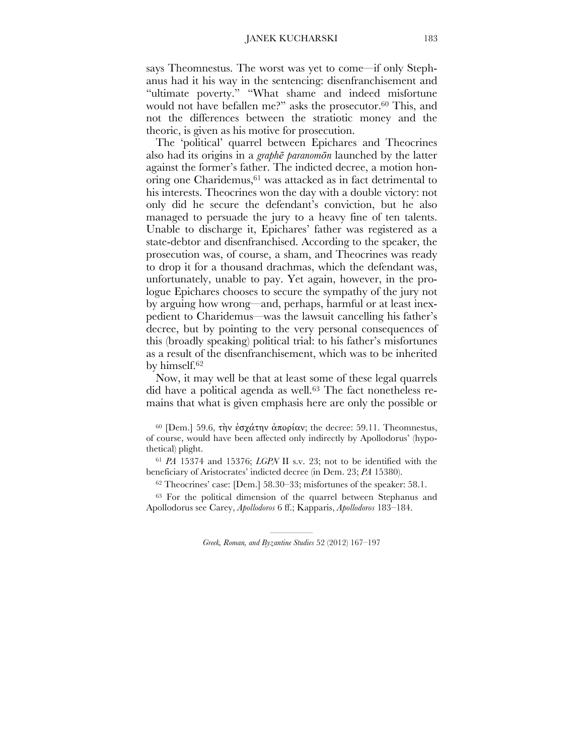says Theomnestus. The worst was yet to come—if only Stephanus had it his way in the sentencing: disenfranchisement and "ultimate poverty." "What shame and indeed misfortune would not have befallen me?" asks the prosecutor.[60] This, and not the differences between the stratiotic money and the theoric, is given as his motive for prosecution.

The 'political' quarrel between Epichares and Theocrines also had its origins in a *graphē paranomōn* launched by the latter against the former's father. The indicted decree, a motion honoring one Charidemus,[61] was attacked as in fact detrimental to his interests. Theocrines won the day with a double victory: not only did he secure the defendant's conviction, but he also managed to persuade the jury to a heavy fine of ten talents. Unable to discharge it, Epichares' father was registered as a state-debtor and disenfranchised. According to the speaker, the prosecution was, of course, a sham, and Theocrines was ready to drop it for a thousand drachmas, which the defendant was, unfortunately, unable to pay. Yet again, however, in the prologue Epichares chooses to secure the sympathy of the jury not by arguing how wrong—and, perhaps, harmful or at least inexpedient to Charidemus—was the lawsuit cancelling his father's decree, but by pointing to the very personal consequences of this (broadly speaking) political trial: to his father's misfortunes as a result of the disenfranchisement, which was to be inherited by himself.[62]

Now, it may well be that at least some of these legal quarrels did have a political agenda as well.[63] The fact nonetheless remains that what is given emphasis here are only the possible or

[60] [Dem.] 59.6, τὴν ἐσχάτην ἀπορίαν; the decree: 59.11. Theomnestus, of course, would have been affected only indirectly by Apollodorus' (hypothetical) plight.

[61] *PA* 15374 and 15376; *LGPN* II s.v. 23; not to be identified with the beneficiary of Aristocrates' indicted decree (in Dem. 23; *PA* 15380).

[62] Theocrines' case: [Dem.] 58.30–33; misfortunes of the speaker: 58.1.

[63] For the political dimension of the quarrel between Stephanus and Apollodorus see Carey, *Apollodoros* 6 ff.; Kapparis, *Apollodoros* 183–184.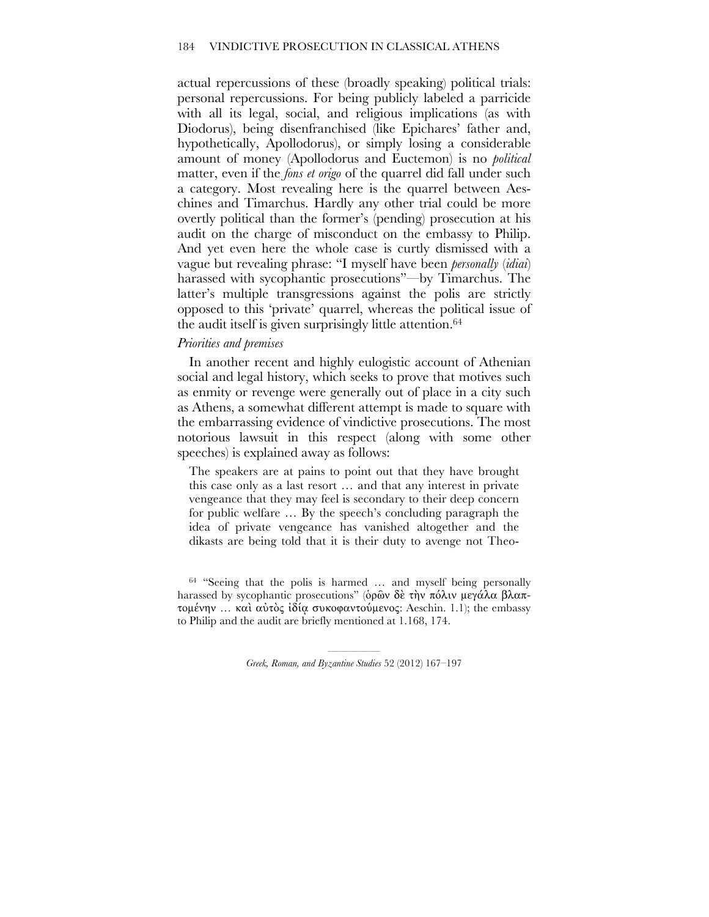actual repercussions of these (broadly speaking) political trials: personal repercussions. For being publicly labeled a parricide with all its legal, social, and religious implications (as with Diodorus), being disenfranchised (like Epichares' father and, hypothetically, Apollodorus), or simply losing a considerable amount of money (Apollodorus and Euctemon) is no *political* matter, even if the *fons et origo* of the quarrel did fall under such a category. Most revealing here is the quarrel between Aeschines and Timarchus. Hardly any other trial could be more overtly political than the former's (pending) prosecution at his audit on the charge of misconduct on the embassy to Philip. And yet even here the whole case is curtly dismissed with a vague but revealing phrase: "I myself have been *personally* (*idiai*) harassed with sycophantic prosecutions"—by Timarchus. The latter's multiple transgressions against the polis are strictly opposed to this 'private' quarrel, whereas the political issue of the audit itself is given surprisingly little attention.[64]

*Priorities and premises*

In another recent and highly eulogistic account of Athenian social and legal history, which seeks to prove that motives such as enmity or revenge were generally out of place in a city such as Athens, a somewhat different attempt is made to square with the embarrassing evidence of vindictive prosecutions. The most notorious lawsuit in this respect (along with some other speeches) is explained away as follows:

> The speakers are at pains to point out that they have brought this case only as a last resort … and that any interest in private vengeance that they may feel is secondary to their deep concern for public welfare … By the speech's concluding paragraph the idea of private vengeance has vanished altogether and the dikasts are being told that it is their duty to avenge not Theo-

[64] "Seeing that the polis is harmed … and myself being personally harassed by sycophantic prosecutions" (ὁρῶν δὲ τὴν πόλιν μεγάλα βλαπτομένην … καὶ αὐτὸς ἰδίᾳ συκοφαντούμενος: Aeschin. 1.1); the embassy to Philip and the audit are briefly mentioned at 1.168, 174.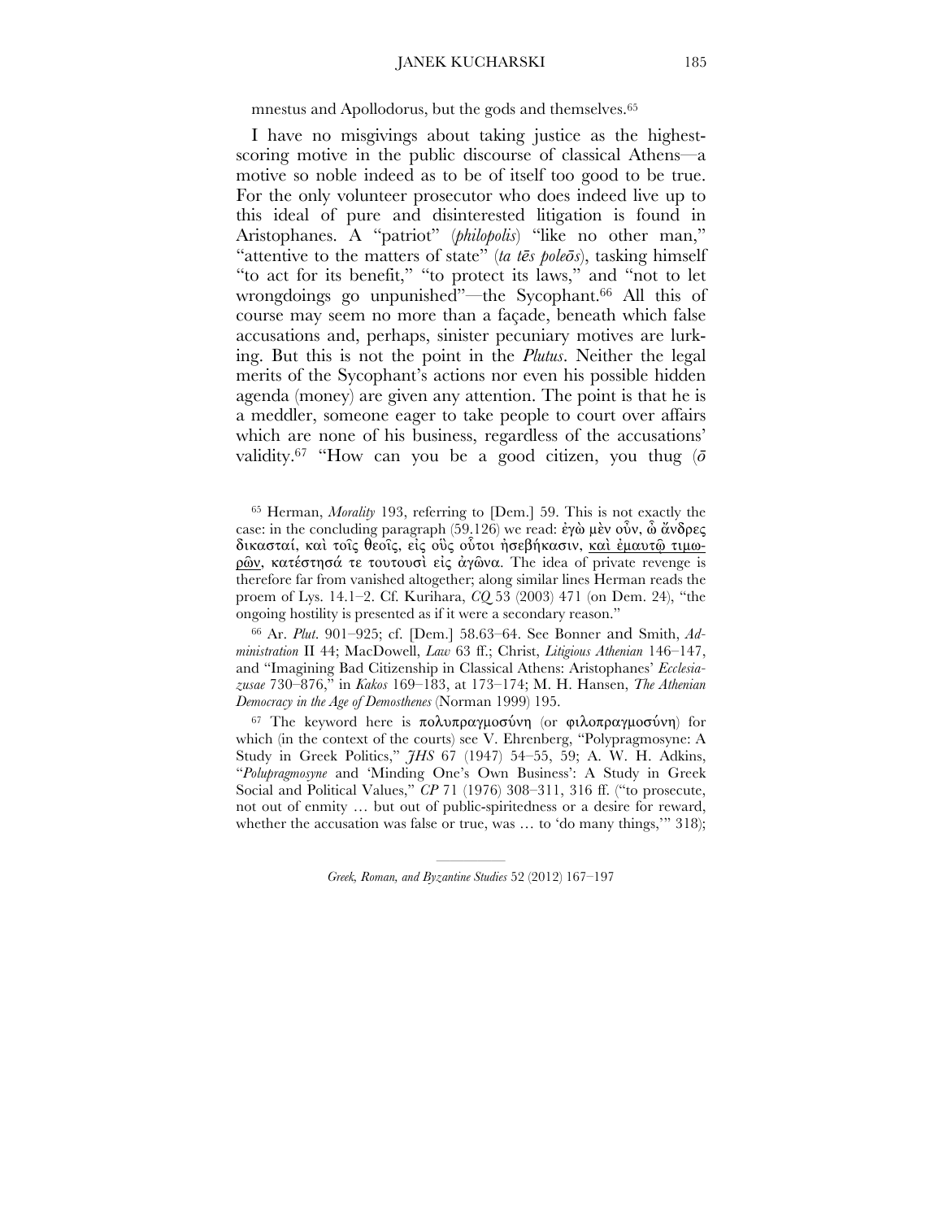mnestus and Apollodorus, but the gods and themselves.[65]

I have no misgivings about taking justice as the highest-scoring motive in the public discourse of classical Athens—a motive so noble indeed as to be of itself too good to be true. For the only volunteer prosecutor who does indeed live up to this ideal of pure and disinterested litigation is found in Aristophanes. A "patriot" (*philopolis*) "like no other man," "attentive to the matters of state" (*ta tēs poleōs*), tasking himself "to act for its benefit," "to protect its laws," and "not to let wrongdoings go unpunished"—the Sycophant.[66] All this of course may seem no more than a façade, beneath which false accusations and, perhaps, sinister pecuniary motives are lurking. But this is not the point in the *Plutus*. Neither the legal merits of the Sycophant's actions nor even his possible hidden agenda (money) are given any attention. The point is that he is a meddler, someone eager to take people to court over affairs which are none of his business, regardless of the accusations' validity.[67] "How can you be a good citizen, you thug (*ō*

---

[65] Herman, *Morality* 193, referring to [Dem.] 59. This is not exactly the case: in the concluding paragraph (59.126) we read: ἐγὼ μὲν οὖν, ὦ ἄνδρες δικασταί, καὶ τοῖς θεοῖς, εἰς οὓς οὗτοι ἠσεβήκασιν, <u>καὶ ἐμαυτῷ τιμωρῶν</u>, κατέστησά τε τουτουσὶ εἰς ἀγῶνα. The idea of private revenge is therefore far from vanished altogether; along similar lines Herman reads the proem of Lys. 14.1–2. Cf. Kurihara, *CQ* 53 (2003) 471 (on Dem. 24), "the ongoing hostility is presented as if it were a secondary reason."

[66] Ar. *Plut*. 901–925; cf. [Dem.] 58.63–64. See Bonner and Smith, *Administration* II 44; MacDowell, *Law* 63 ff.; Christ, *Litigious Athenian* 146–147, and "Imagining Bad Citizenship in Classical Athens: Aristophanes' *Ecclesiazusae* 730–876," in *Kakos* 169–183, at 173–174; M. H. Hansen, *The Athenian Democracy in the Age of Demosthenes* (Norman 1999) 195.

[67] The keyword here is πολυπραγμοσύνη (or φιλοπραγμοσύνη) for which (in the context of the courts) see V. Ehrenberg, "Polypragmosyne: A Study in Greek Politics," *JHS* 67 (1947) 54–55, 59; A. W. H. Adkins, "*Polupragmosyne* and 'Minding One's Own Business': A Study in Greek Social and Political Values," *CP* 71 (1976) 308–311, 316 ff. ("to prosecute, not out of enmity … but out of public-spiritedness or a desire for reward, whether the accusation was false or true, was … to 'do many things,'" 318);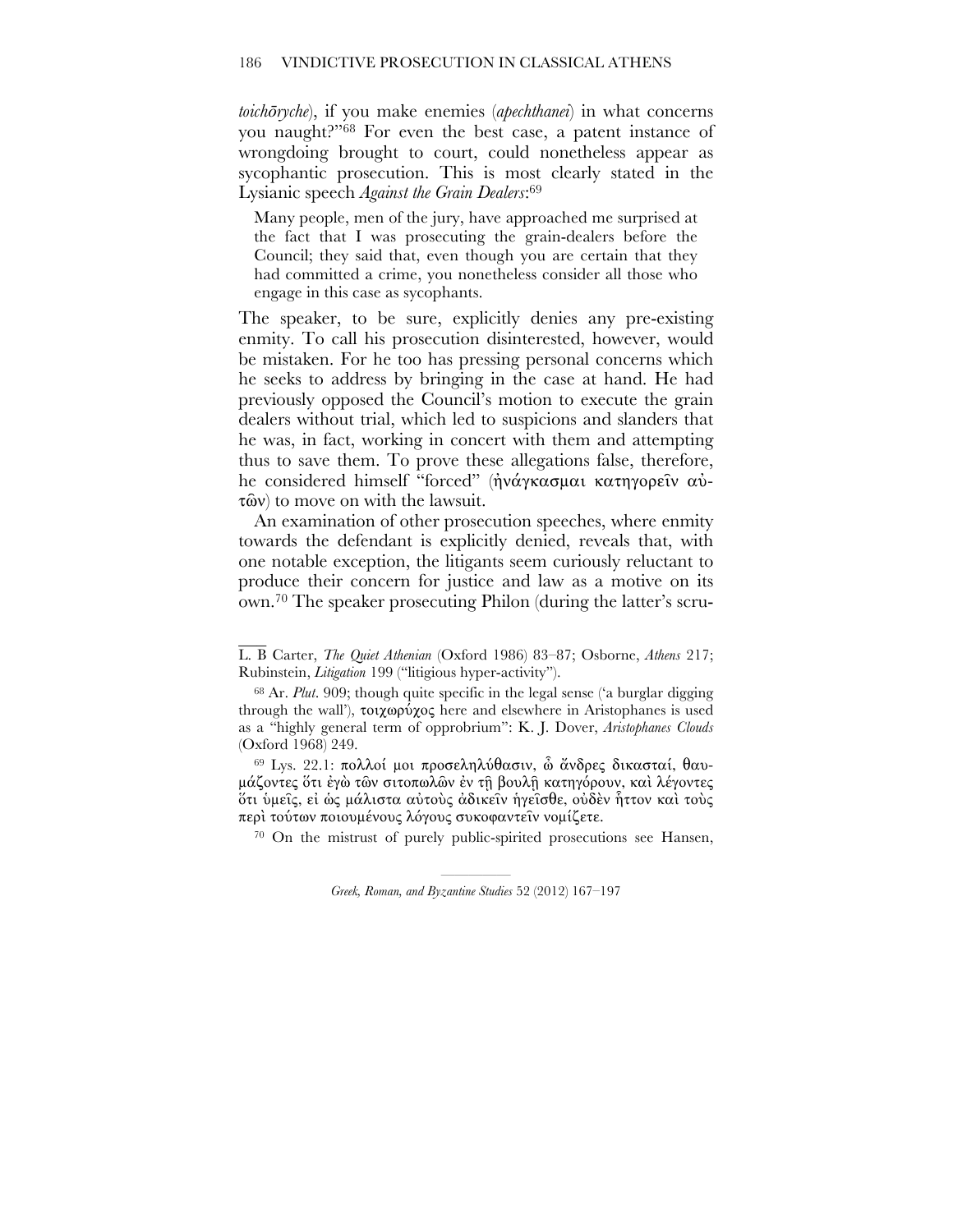*toichōryche*), if you make enemies (*apechthanei*) in what concerns you naught?"[68] For even the best case, a patent instance of wrongdoing brought to court, could nonetheless appear as sycophantic prosecution. This is most clearly stated in the Lysianic speech *Against the Grain Dealers*:[69]

> Many people, men of the jury, have approached me surprised at the fact that I was prosecuting the grain-dealers before the Council; they said that, even though you are certain that they had committed a crime, you nonetheless consider all those who engage in this case as sycophants.

The speaker, to be sure, explicitly denies any pre-existing enmity. To call his prosecution disinterested, however, would be mistaken. For he too has pressing personal concerns which he seeks to address by bringing in the case at hand. He had previously opposed the Council's motion to execute the grain dealers without trial, which led to suspicions and slanders that he was, in fact, working in concert with them and attempting thus to save them. To prove these allegations false, therefore, he considered himself "forced" (ἠνάγκασμαι κατηγορεῖν αὐτῶν) to move on with the lawsuit.

An examination of other prosecution speeches, where enmity towards the defendant is explicitly denied, reveals that, with one notable exception, the litigants seem curiously reluctant to produce their concern for justice and law as a motive on its own.[70] The speaker prosecuting Philon (during the latter's scru-

---

L. B Carter, *The Quiet Athenian* (Oxford 1986) 83–87; Osborne, *Athens* 217; Rubinstein, *Litigation* 199 ("litigious hyper-activity").

[68] Ar. *Plut*. 909; though quite specific in the legal sense ('a burglar digging through the wall'), τοιχωρύχος here and elsewhere in Aristophanes is used as a "highly general term of opprobrium": K. J. Dover, *Aristophanes Clouds* (Oxford 1968) 249.

[69] Lys. 22.1: πολλοί μοι προσεληλύθασιν, ὦ ἄνδρες δικασταί, θαυμάζοντες ὅτι ἐγὼ τῶν σιτοπωλῶν ἐν τῇ βουλῇ κατηγόρουν, καὶ λέγοντες ὅτι ὑμεῖς, εἰ ὡς μάλιστα αὐτοὺς ἀδικεῖν ἡγεῖσθε, οὐδὲν ἧττον καὶ τοὺς περὶ τούτων ποιουμένους λόγους συκοφαντεῖν νομίζετε.

[70] On the mistrust of purely public-spirited prosecutions see Hansen,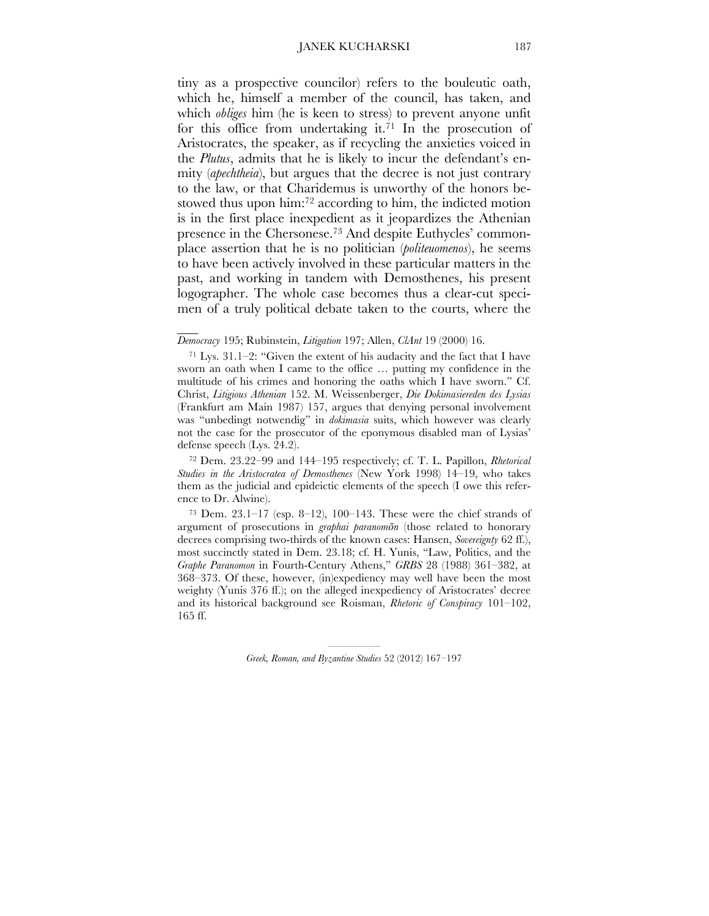tiny as a prospective councilor) refers to the bouleutic oath, which he, himself a member of the council, has taken, and which *obliges* him (he is keen to stress) to prevent anyone unfit for this office from undertaking it.[71] In the prosecution of Aristocrates, the speaker, as if recycling the anxieties voiced in the *Plutus*, admits that he is likely to incur the defendant's enmity (*apechtheia*), but argues that the decree is not just contrary to the law, or that Charidemus is unworthy of the honors bestowed thus upon him:[72] according to him, the indicted motion is in the first place inexpedient as it jeopardizes the Athenian presence in the Chersonese.[73] And despite Euthycles' commonplace assertion that he is no politician (*politeuomenos*), he seems to have been actively involved in these particular matters in the past, and working in tandem with Demosthenes, his present logographer. The whole case becomes thus a clear-cut specimen of a truly political debate taken to the courts, where the

---

*Democracy* 195; Rubinstein, *Litigation* 197; Allen, *ClAnt* 19 (2000) 16.

[71] Lys. 31.1–2: "Given the extent of his audacity and the fact that I have sworn an oath when I came to the office … putting my confidence in the multitude of his crimes and honoring the oaths which I have sworn." Cf. Christ, *Litigious Athenian* 152. M. Weissenberger, *Die Dokimasiereden des Lysias* (Frankfurt am Main 1987) 157, argues that denying personal involvement was "unbedingt notwendig" in *dokimasia* suits, which however was clearly not the case for the prosecutor of the eponymous disabled man of Lysias' defense speech (Lys. 24.2).

[72] Dem. 23.22–99 and 144–195 respectively; cf. T. L. Papillon, *Rhetorical Studies in the Aristocratea of Demosthenes* (New York 1998) 14–19, who takes them as the judicial and epideictic elements of the speech (I owe this reference to Dr. Alwine).

[73] Dem. 23.1–17 (esp. 8–12), 100–143. These were the chief strands of argument of prosecutions in *graphai paranomōn* (those related to honorary decrees comprising two-thirds of the known cases: Hansen, *Sovereignty* 62 ff.), most succinctly stated in Dem. 23.18; cf. H. Yunis, "Law, Politics, and the *Graphe Paranomon* in Fourth-Century Athens," *GRBS* 28 (1988) 361–382, at 368–373. Of these, however, (in)expediency may well have been the most weighty (Yunis 376 ff.); on the alleged inexpediency of Aristocrates' decree and its historical background see Roisman, *Rhetoric of Conspiracy* 101–102, 165 ff.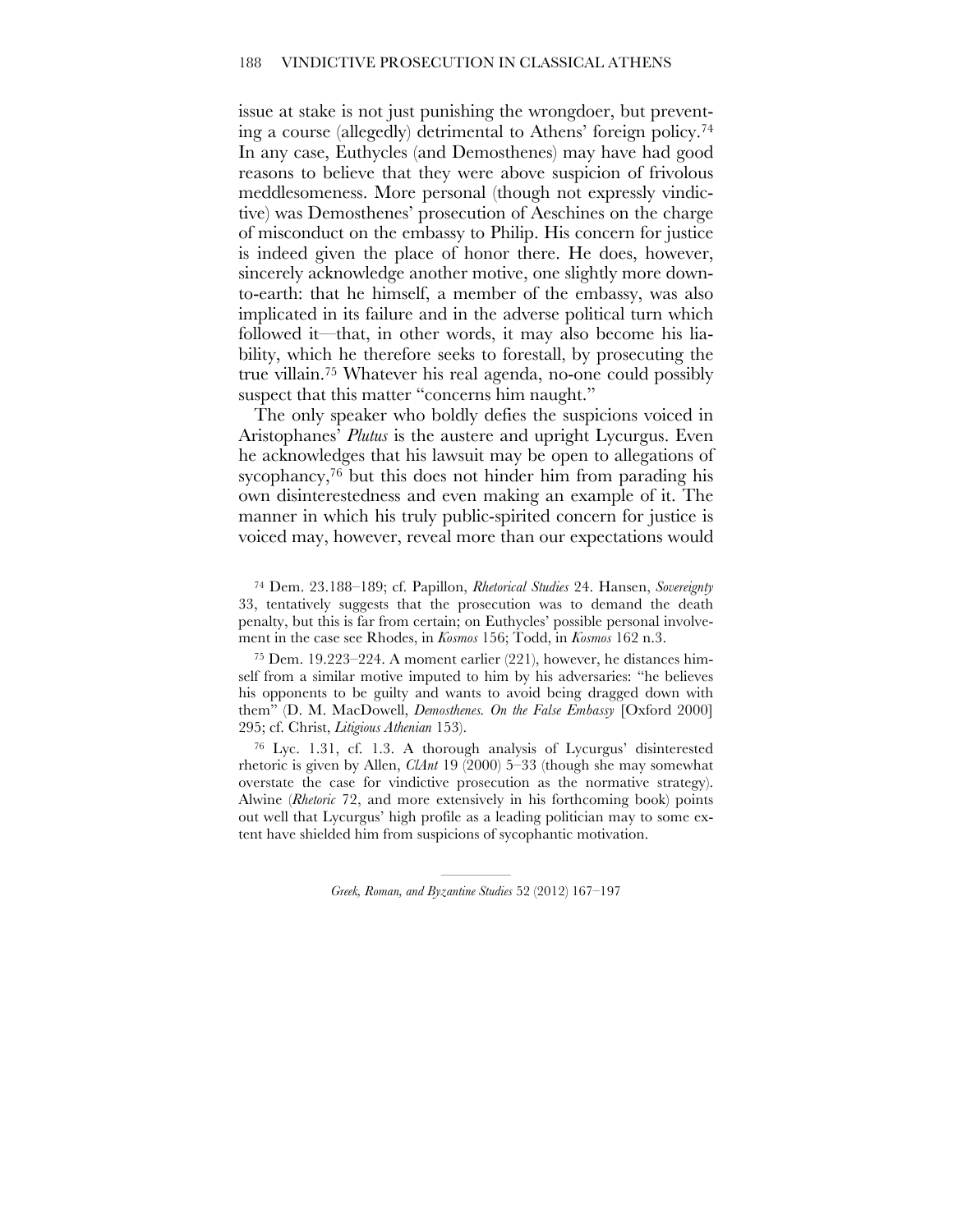issue at stake is not just punishing the wrongdoer, but preventing a course (allegedly) detrimental to Athens' foreign policy.[74] In any case, Euthycles (and Demosthenes) may have had good reasons to believe that they were above suspicion of frivolous meddlesomeness. More personal (though not expressly vindictive) was Demosthenes' prosecution of Aeschines on the charge of misconduct on the embassy to Philip. His concern for justice is indeed given the place of honor there. He does, however, sincerely acknowledge another motive, one slightly more down-to-earth: that he himself, a member of the embassy, was also implicated in its failure and in the adverse political turn which followed it—that, in other words, it may also become his liability, which he therefore seeks to forestall, by prosecuting the true villain.[75] Whatever his real agenda, no-one could possibly suspect that this matter "concerns him naught."

The only speaker who boldly defies the suspicions voiced in Aristophanes' *Plutus* is the austere and upright Lycurgus. Even he acknowledges that his lawsuit may be open to allegations of sycophancy,[76] but this does not hinder him from parading his own disinterestedness and even making an example of it. The manner in which his truly public-spirited concern for justice is voiced may, however, reveal more than our expectations would

---

[74] Dem. 23.188–189; cf. Papillon, *Rhetorical Studies* 24. Hansen, *Sovereignty* 33, tentatively suggests that the prosecution was to demand the death penalty, but this is far from certain; on Euthycles' possible personal involvement in the case see Rhodes, in *Kosmos* 156; Todd, in *Kosmos* 162 n.3.

[75] Dem. 19.223–224. A moment earlier (221), however, he distances himself from a similar motive imputed to him by his adversaries: "he believes his opponents to be guilty and wants to avoid being dragged down with them" (D. M. MacDowell, *Demosthenes. On the False Embassy* [Oxford 2000] 295; cf. Christ, *Litigious Athenian* 153).

[76] Lyc. 1.31, cf. 1.3. A thorough analysis of Lycurgus' disinterested rhetoric is given by Allen, *ClAnt* 19 (2000) 5–33 (though she may somewhat overstate the case for vindictive prosecution as the normative strategy). Alwine (*Rhetoric* 72, and more extensively in his forthcoming book) points out well that Lycurgus' high profile as a leading politician may to some extent have shielded him from suspicions of sycophantic motivation.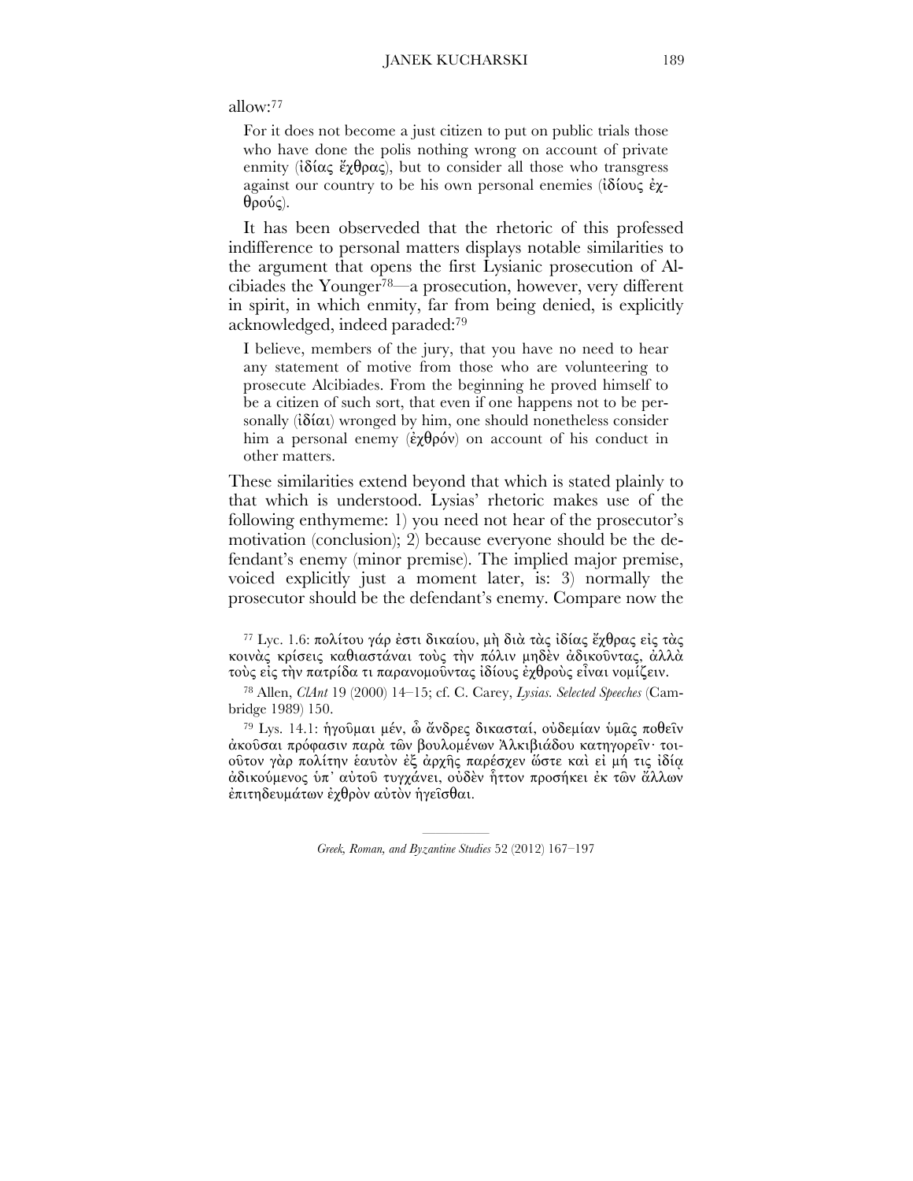allow:[77]

> For it does not become a just citizen to put on public trials those who have done the polis nothing wrong on account of private enmity (ἰδίας ἔχθρας), but to consider all those who transgress against our country to be his own personal enemies (ἰδίους ἐχθρούς).

It has been observeded that the rhetoric of this professed indifference to personal matters displays notable similarities to the argument that opens the first Lysianic prosecution of Alcibiades the Younger[78]—a prosecution, however, very different in spirit, in which enmity, far from being denied, is explicitly acknowledged, indeed paraded:[79]

> I believe, members of the jury, that you have no need to hear any statement of motive from those who are volunteering to prosecute Alcibiades. From the beginning he proved himself to be a citizen of such sort, that even if one happens not to be personally (ἰδίαι) wronged by him, one should nonetheless consider him a personal enemy (ἐχθρόν) on account of his conduct in other matters.

These similarities extend beyond that which is stated plainly to that which is understood. Lysias' rhetoric makes use of the following enthymeme: 1) you need not hear of the prosecutor's motivation (conclusion); 2) because everyone should be the defendant's enemy (minor premise). The implied major premise, voiced explicitly just a moment later, is: 3) normally the prosecutor should be the defendant's enemy. Compare now the

---

[77] Lyc. 1.6: πολίτου γάρ ἐστι δικαίου, μὴ διὰ τὰς ἰδίας ἔχθρας εἰς τὰς κοινὰς κρίσεις καθιστάναι τοὺς τὴν πόλιν μηδὲν ἀδικοῦντας, ἀλλὰ τοὺς εἰς τὴν πατρίδα τι παρανομοῦντας ἰδίους ἐχθροὺς εἶναι νομίζειν.

[78] Allen, *ClAnt* 19 (2000) 14–15; cf. C. Carey, *Lysias. Selected Speeches* (Cambridge 1989) 150.

[79] Lys. 14.1: ἡγοῦμαι μέν, ὦ ἄνδρες δικασταί, οὐδεμίαν ὑμᾶς ποθεῖν ἀκοῦσαι πρόφασιν παρὰ τῶν βουλομένων Ἀλκιβιάδου κατηγορεῖν· τοιοῦτον γὰρ πολίτην ἑαυτὸν ἐξ ἀρχῆς παρέσχεν ὥστε καὶ εἰ μή τις ἰδίᾳ ἀδικούμενος ὑπ᾽ αὐτοῦ τυγχάνει, οὐδὲν ἧττον προσήκει ἐκ τῶν ἄλλων ἐπιτηδευμάτων ἐχθρὸν αὐτὸν ἡγεῖσθαι.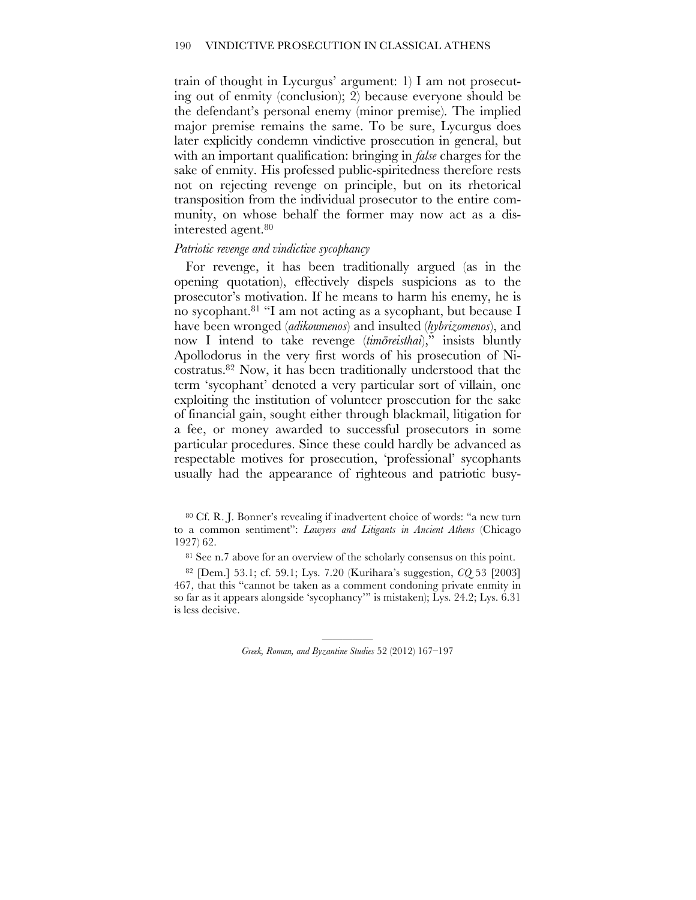train of thought in Lycurgus' argument: 1) I am not prosecuting out of enmity (conclusion); 2) because everyone should be the defendant's personal enemy (minor premise). The implied major premise remains the same. To be sure, Lycurgus does later explicitly condemn vindictive prosecution in general, but with an important qualification: bringing in *false* charges for the sake of enmity. His professed public-spiritedness therefore rests not on rejecting revenge on principle, but on its rhetorical transposition from the individual prosecutor to the entire community, on whose behalf the former may now act as a disinterested agent.[80]

*Patriotic revenge and vindictive sycophancy*

For revenge, it has been traditionally argued (as in the opening quotation), effectively dispels suspicions as to the prosecutor's motivation. If he means to harm his enemy, he is no sycophant.[81] "I am not acting as a sycophant, but because I have been wronged (*adikoumenos*) and insulted (*hybrizomenos*), and now I intend to take revenge (*timōreisthai*)," insists bluntly Apollodorus in the very first words of his prosecution of Nicostratus.[82] Now, it has been traditionally understood that the term 'sycophant' denoted a very particular sort of villain, one exploiting the institution of volunteer prosecution for the sake of financial gain, sought either through blackmail, litigation for a fee, or money awarded to successful prosecutors in some particular procedures. Since these could hardly be advanced as respectable motives for prosecution, 'professional' sycophants usually had the appearance of righteous and patriotic busy-

[80] Cf. R. J. Bonner's revealing if inadvertent choice of words: "a new turn to a common sentiment": *Lawyers and Litigants in Ancient Athens* (Chicago 1927) 62.

[81] See n.7 above for an overview of the scholarly consensus on this point.

[82] [Dem.] 53.1; cf. 59.1; Lys. 7.20 (Kurihara's suggestion, *CQ* 53 [2003] 467, that this "cannot be taken as a comment condoning private enmity in so far as it appears alongside 'sycophancy'" is mistaken); Lys. 24.2; Lys. 6.31 is less decisive.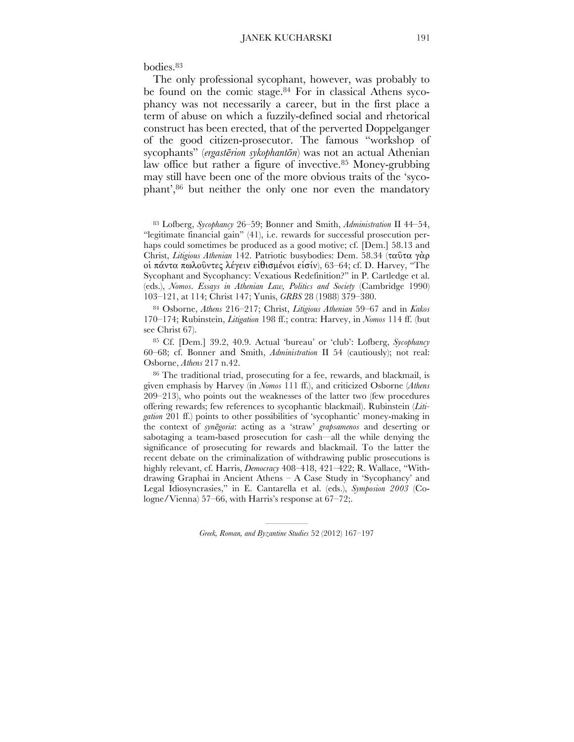bodies.[83]

The only professional sycophant, however, was probably to be found on the comic stage.[84] For in classical Athens sycophancy was not necessarily a career, but in the first place a term of abuse on which a fuzzily-defined social and rhetorical construct has been erected, that of the perverted Doppelganger of the good citizen-prosecutor. The famous "workshop of sycophants" (*ergastērion sykophantōn*) was not an actual Athenian law office but rather a figure of invective.[85] Money-grubbing may still have been one of the more obvious traits of the 'sycophant',[86] but neither the only one nor even the mandatory

---

[83] Lofberg, *Sycophancy* 26–59; Bonner and Smith, *Administration* II 44–54, "legitimate financial gain" (41), i.e. rewards for successful prosecution perhaps could sometimes be produced as a good motive; cf. [Dem.] 58.13 and Christ, *Litigious Athenian* 142. Patriotic busybodies: Dem. 58.34 (ταῦτα γὰρ οἱ πάντα πωλοῦντες λέγειν εἰθισμένοι εἰσίν), 63–64; cf. D. Harvey, "The Sycophant and Sycophancy: Vexatious Redefinition?" in P. Cartledge et al. (eds.), *Nomos. Essays in Athenian Law, Politics and Society* (Cambridge 1990) 103–121, at 114; Christ 147; Yunis, *GRBS* 28 (1988) 379–380.

[84] Osborne, *Athens* 216–217; Christ, *Litigious Athenian* 59–67 and in *Kakos* 170–174; Rubinstein, *Litigation* 198 ff.; contra: Harvey, in *Nomos* 114 ff. (but see Christ 67).

[85] Cf. [Dem.] 39.2, 40.9. Actual 'bureau' or 'club': Lofberg, *Sycophancy* 60–68; cf. Bonner and Smith, *Administration* II 54 (cautiously); not real: Osborne, *Athens* 217 n.42.

[86] The traditional triad, prosecuting for a fee, rewards, and blackmail, is given emphasis by Harvey (in *Nomos* 111 ff.), and criticized Osborne (*Athens* 209–213), who points out the weaknesses of the latter two (few procedures offering rewards; few references to sycophantic blackmail). Rubinstein (*Litigation* 201 ff.) points to other possibilities of 'sycophantic' money-making in the context of *synēgoria*: acting as a 'straw' *grapsamenos* and deserting or sabotaging a team-based prosecution for cash—all the while denying the significance of prosecuting for rewards and blackmail. To the latter the recent debate on the criminalization of withdrawing public prosecutions is highly relevant, cf. Harris, *Democracy* 408–418, 421–422; R. Wallace, "Withdrawing Graphai in Ancient Athens – A Case Study in 'Sycophancy' and Legal Idiosyncrasies," in E. Cantarella et al. (eds.), *Symposion 2003* (Cologne/Vienna) 57–66, with Harris's response at 67–72;.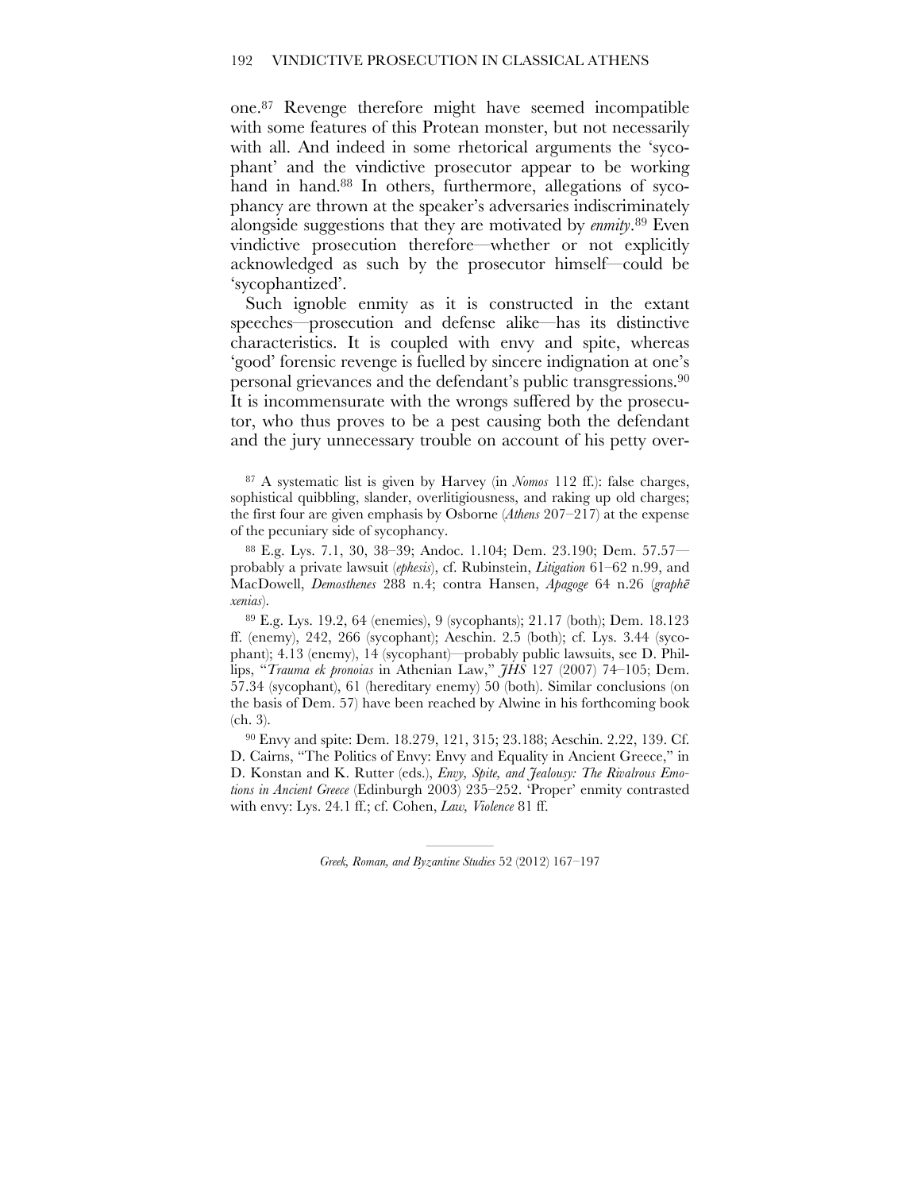one.[87] Revenge therefore might have seemed incompatible with some features of this Protean monster, but not necessarily with all. And indeed in some rhetorical arguments the 'sycophant' and the vindictive prosecutor appear to be working hand in hand.[88] In others, furthermore, allegations of sycophancy are thrown at the speaker's adversaries indiscriminately alongside suggestions that they are motivated by *enmity*.[89] Even vindictive prosecution therefore—whether or not explicitly acknowledged as such by the prosecutor himself—could be 'sycophantized'.

Such ignoble enmity as it is constructed in the extant speeches—prosecution and defense alike—has its distinctive characteristics. It is coupled with envy and spite, whereas 'good' forensic revenge is fuelled by sincere indignation at one's personal grievances and the defendant's public transgressions.[90] It is incommensurate with the wrongs suffered by the prosecutor, who thus proves to be a pest causing both the defendant and the jury unnecessary trouble on account of his petty over-

[87] A systematic list is given by Harvey (in *Nomos* 112 ff.): false charges, sophistical quibbling, slander, overlitigiousness, and raking up old charges; the first four are given emphasis by Osborne (*Athens* 207–217) at the expense of the pecuniary side of sycophancy.

[88] E.g. Lys. 7.1, 30, 38–39; Andoc. 1.104; Dem. 23.190; Dem. 57.57—probably a private lawsuit (*ephesis*), cf. Rubinstein, *Litigation* 61–62 n.99, and MacDowell, *Demosthenes* 288 n.4; contra Hansen, *Apagoge* 64 n.26 (*graphē xenias*).

[89] E.g. Lys. 19.2, 64 (enemies), 9 (sycophants); 21.17 (both); Dem. 18.123 ff. (enemy), 242, 266 (sycophant); Aeschin. 2.5 (both); cf. Lys. 3.44 (sycophant); 4.13 (enemy), 14 (sycophant)—probably public lawsuits, see D. Phillips, "*Trauma ek pronoias* in Athenian Law," *JHS* 127 (2007) 74–105; Dem. 57.34 (sycophant), 61 (hereditary enemy) 50 (both). Similar conclusions (on the basis of Dem. 57) have been reached by Alwine in his forthcoming book (ch. 3).

[90] Envy and spite: Dem. 18.279, 121, 315; 23.188; Aeschin. 2.22, 139. Cf. D. Cairns, "The Politics of Envy: Envy and Equality in Ancient Greece," in D. Konstan and K. Rutter (eds.), *Envy, Spite, and Jealousy: The Rivalrous Emotions in Ancient Greece* (Edinburgh 2003) 235–252. 'Proper' enmity contrasted with envy: Lys. 24.1 ff.; cf. Cohen, *Law, Violence* 81 ff.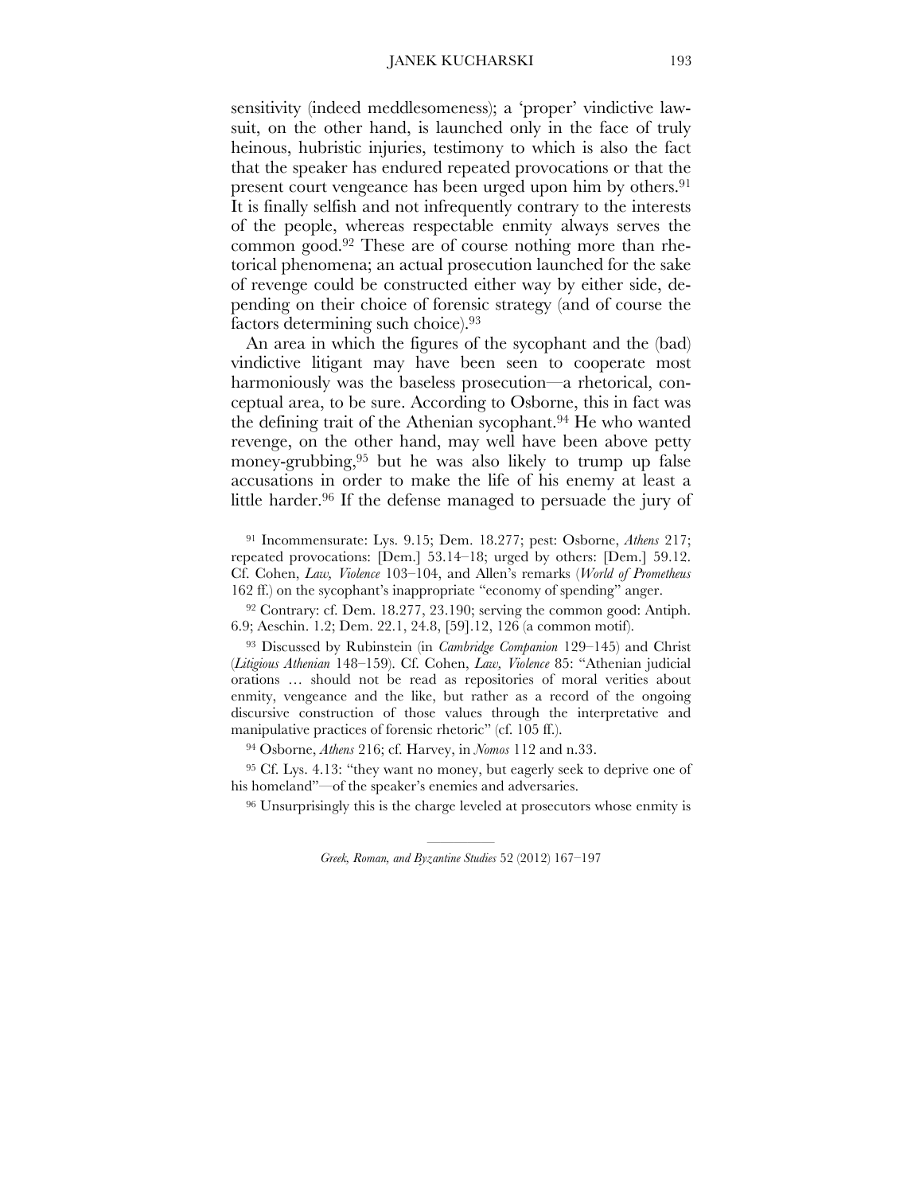sensitivity (indeed meddlesomeness); a 'proper' vindictive lawsuit, on the other hand, is launched only in the face of truly heinous, hubristic injuries, testimony to which is also the fact that the speaker has endured repeated provocations or that the present court vengeance has been urged upon him by others.[91] It is finally selfish and not infrequently contrary to the interests of the people, whereas respectable enmity always serves the common good.[92] These are of course nothing more than rhetorical phenomena; an actual prosecution launched for the sake of revenge could be constructed either way by either side, depending on their choice of forensic strategy (and of course the factors determining such choice).[93]

An area in which the figures of the sycophant and the (bad) vindictive litigant may have been seen to cooperate most harmoniously was the baseless prosecution—a rhetorical, conceptual area, to be sure. According to Osborne, this in fact was the defining trait of the Athenian sycophant.[94] He who wanted revenge, on the other hand, may well have been above petty money-grubbing,[95] but he was also likely to trump up false accusations in order to make the life of his enemy at least a little harder.[96] If the defense managed to persuade the jury of

---

[91] Incommensurate: Lys. 9.15; Dem. 18.277; pest: Osborne, *Athens* 217; repeated provocations: [Dem.] 53.14–18; urged by others: [Dem.] 59.12. Cf. Cohen, *Law, Violence* 103–104, and Allen's remarks (*World of Prometheus* 162 ff.) on the sycophant's inappropriate "economy of spending" anger.

[92] Contrary: cf. Dem. 18.277, 23.190; serving the common good: Antiph. 6.9; Aeschin. 1.2; Dem. 22.1, 24.8, [59].12, 126 (a common motif).

[93] Discussed by Rubinstein (in *Cambridge Companion* 129–145) and Christ (*Litigious Athenian* 148–159). Cf. Cohen, *Law, Violence* 85: "Athenian judicial orations … should not be read as repositories of moral verities about enmity, vengeance and the like, but rather as a record of the ongoing discursive construction of those values through the interpretative and manipulative practices of forensic rhetoric" (cf. 105 ff.).

[94] Osborne, *Athens* 216; cf. Harvey, in *Nomos* 112 and n.33.

[95] Cf. Lys. 4.13: "they want no money, but eagerly seek to deprive one of his homeland"—of the speaker's enemies and adversaries.

[96] Unsurprisingly this is the charge leveled at prosecutors whose enmity is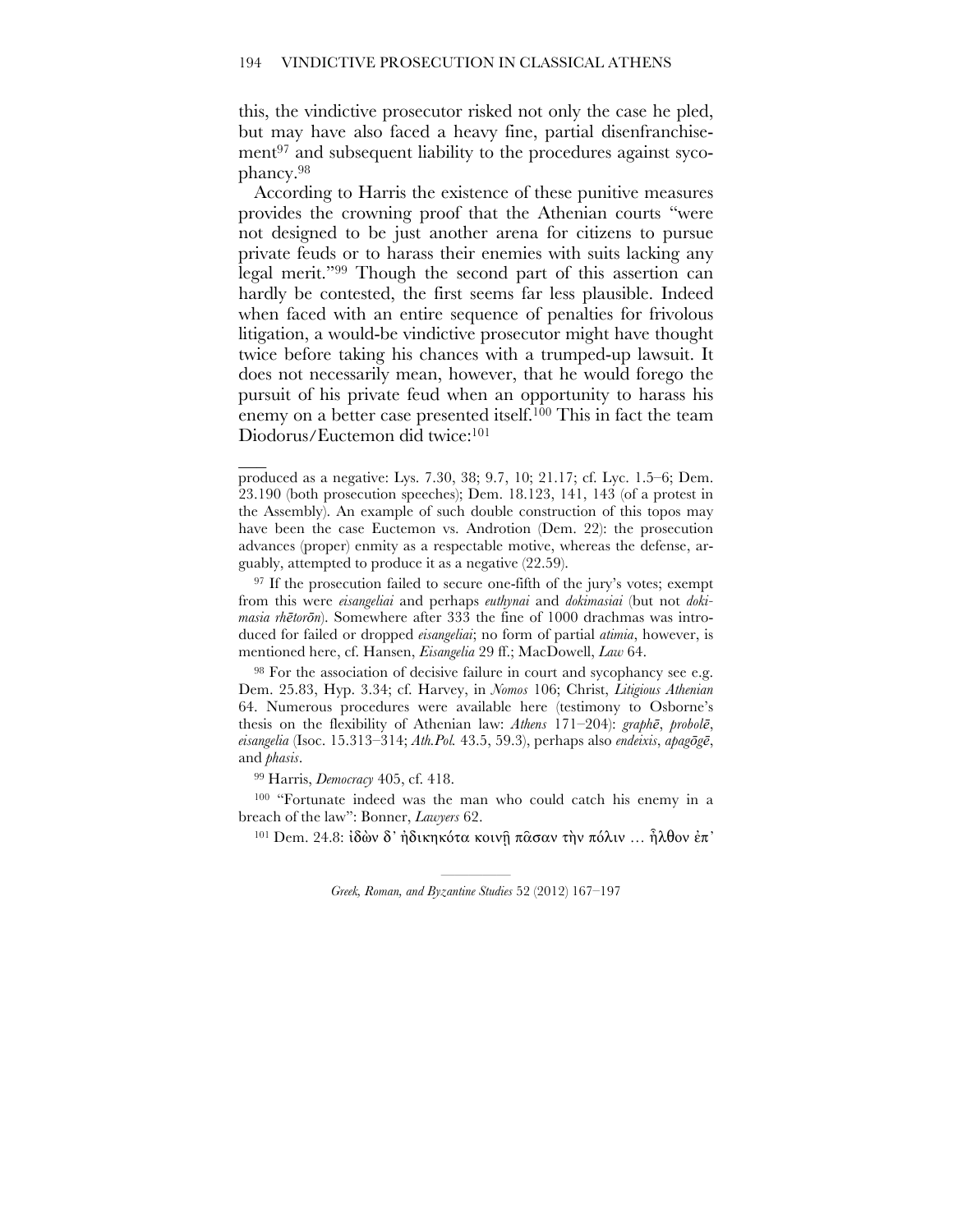this, the vindictive prosecutor risked not only the case he pled, but may have also faced a heavy fine, partial disenfranchisement[97] and subsequent liability to the procedures against sycophancy.[98]

According to Harris the existence of these punitive measures provides the crowning proof that the Athenian courts "were not designed to be just another arena for citizens to pursue private feuds or to harass their enemies with suits lacking any legal merit."[99] Though the second part of this assertion can hardly be contested, the first seems far less plausible. Indeed when faced with an entire sequence of penalties for frivolous litigation, a would-be vindictive prosecutor might have thought twice before taking his chances with a trumped-up lawsuit. It does not necessarily mean, however, that he would forego the pursuit of his private feud when an opportunity to harass his enemy on a better case presented itself.[100] This in fact the team Diodorus/Euctemon did twice:[101]

---

produced as a negative: Lys. 7.30, 38; 9.7, 10; 21.17; cf. Lyc. 1.5–6; Dem. 23.190 (both prosecution speeches); Dem. 18.123, 141, 143 (of a protest in the Assembly). An example of such double construction of this topos may have been the case Euctemon vs. Androtion (Dem. 22): the prosecution advances (proper) enmity as a respectable motive, whereas the defense, arguably, attempted to produce it as a negative (22.59).

[97] If the prosecution failed to secure one-fifth of the jury's votes; exempt from this were *eisangeliai* and perhaps *euthynai* and *dokimasiai* (but not *dokimasia rhētorōn*). Somewhere after 333 the fine of 1000 drachmas was introduced for failed or dropped *eisangeliai*; no form of partial *atimia*, however, is mentioned here, cf. Hansen, *Eisangelia* 29 ff.; MacDowell, *Law* 64.

[98] For the association of decisive failure in court and sycophancy see e.g. Dem. 25.83, Hyp. 3.34; cf. Harvey, in *Nomos* 106; Christ, *Litigious Athenian* 64. Numerous procedures were available here (testimony to Osborne's thesis on the flexibility of Athenian law: *Athens* 171–204): *graphē*, *probolē*, *eisangelia* (Isoc. 15.313–314; *Ath.Pol.* 43.5, 59.3), perhaps also *endeixis*, *apagōgē*, and *phasis*.

[99] Harris, *Democracy* 405, cf. 418.

[100] "Fortunate indeed was the man who could catch his enemy in a breach of the law": Bonner, *Lawyers* 62.

[101] Dem. 24.8: ἰδὼν δ᾽ ἠδικηκότα κοινῇ πᾶσαν τὴν πόλιν … ἦλθον ἐπ᾽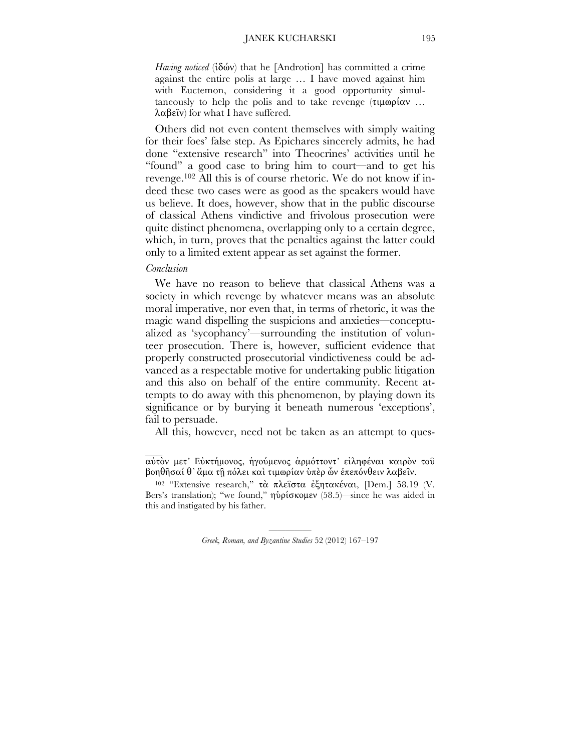*Having noticed* (ἰδών) that he [Androtion] has committed a crime against the entire polis at large … I have moved against him with Euctemon, considering it a good opportunity simultaneously to help the polis and to take revenge (τιμωρίαν … λαβεῖν) for what I have suffered.

Others did not even content themselves with simply waiting for their foes' false step. As Epichares sincerely admits, he had done "extensive research" into Theocrines' activities until he "found" a good case to bring him to court—and to get his revenge.[102] All this is of course rhetoric. We do not know if indeed these two cases were as good as the speakers would have us believe. It does, however, show that in the public discourse of classical Athens vindictive and frivolous prosecution were quite distinct phenomena, overlapping only to a certain degree, which, in turn, proves that the penalties against the latter could only to a limited extent appear as set against the former.

### *Conclusion*

We have no reason to believe that classical Athens was a society in which revenge by whatever means was an absolute moral imperative, nor even that, in terms of rhetoric, it was the magic wand dispelling the suspicions and anxieties—conceptualized as 'sycophancy'—surrounding the institution of volunteer prosecution. There is, however, sufficient evidence that properly constructed prosecutorial vindictiveness could be advanced as a respectable motive for undertaking public litigation and this also on behalf of the entire community. Recent attempts to do away with this phenomenon, by playing down its significance or by burying it beneath numerous 'exceptions', fail to persuade.

All this, however, need not be taken as an attempt to ques-

---

αὐτὸν μετ᾽ Εὐκτήμονος, ἡγούμενος ἁρμόττοντ᾽ εἰληφέναι καιρὸν τοῦ βοηθῆσαί θ᾽ ἅμα τῇ πόλει καὶ τιμωρίαν ὑπὲρ ὧν ἐπεπόνθειν λαβεῖν.

[102] "Extensive research," τὰ πλεῖστα ἐξητακέναι, [Dem.] 58.19 (V. Bers's translation); "we found," ηὑρίσκομεν (58.5)—since he was aided in this and instigated by his father.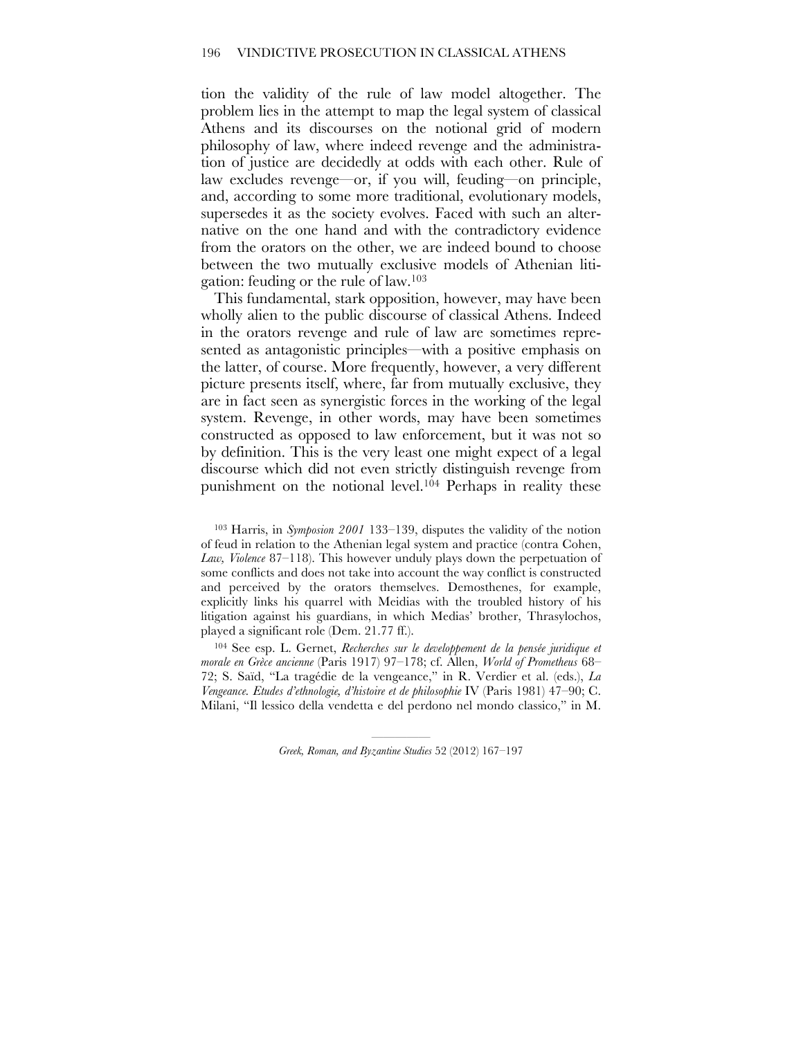tion the validity of the rule of law model altogether. The problem lies in the attempt to map the legal system of classical Athens and its discourses on the notional grid of modern philosophy of law, where indeed revenge and the administration of justice are decidedly at odds with each other. Rule of law excludes revenge—or, if you will, feuding—on principle, and, according to some more traditional, evolutionary models, supersedes it as the society evolves. Faced with such an alternative on the one hand and with the contradictory evidence from the orators on the other, we are indeed bound to choose between the two mutually exclusive models of Athenian litigation: feuding or the rule of law.[103]

This fundamental, stark opposition, however, may have been wholly alien to the public discourse of classical Athens. Indeed in the orators revenge and rule of law are sometimes represented as antagonistic principles—with a positive emphasis on the latter, of course. More frequently, however, a very different picture presents itself, where, far from mutually exclusive, they are in fact seen as synergistic forces in the working of the legal system. Revenge, in other words, may have been sometimes constructed as opposed to law enforcement, but it was not so by definition. This is the very least one might expect of a legal discourse which did not even strictly distinguish revenge from punishment on the notional level.[104] Perhaps in reality these

[103] Harris, in *Symposion 2001* 133–139, disputes the validity of the notion of feud in relation to the Athenian legal system and practice (contra Cohen, *Law, Violence* 87–118). This however unduly plays down the perpetuation of some conflicts and does not take into account the way conflict is constructed and perceived by the orators themselves. Demosthenes, for example, explicitly links his quarrel with Meidias with the troubled history of his litigation against his guardians, in which Medias' brother, Thrasylochos, played a significant role (Dem. 21.77 ff.).

[104] See esp. L. Gernet, *Recherches sur le developpement de la pensée juridique et morale en Grèce ancienne* (Paris 1917) 97–178; cf. Allen, *World of Prometheus* 68–72; S. Saïd, "La tragédie de la vengeance," in R. Verdier et al. (eds.), *La Vengeance. Etudes d'ethnologie, d'histoire et de philosophie* IV (Paris 1981) 47–90; C. Milani, "Il lessico della vendetta e del perdono nel mondo classico," in M.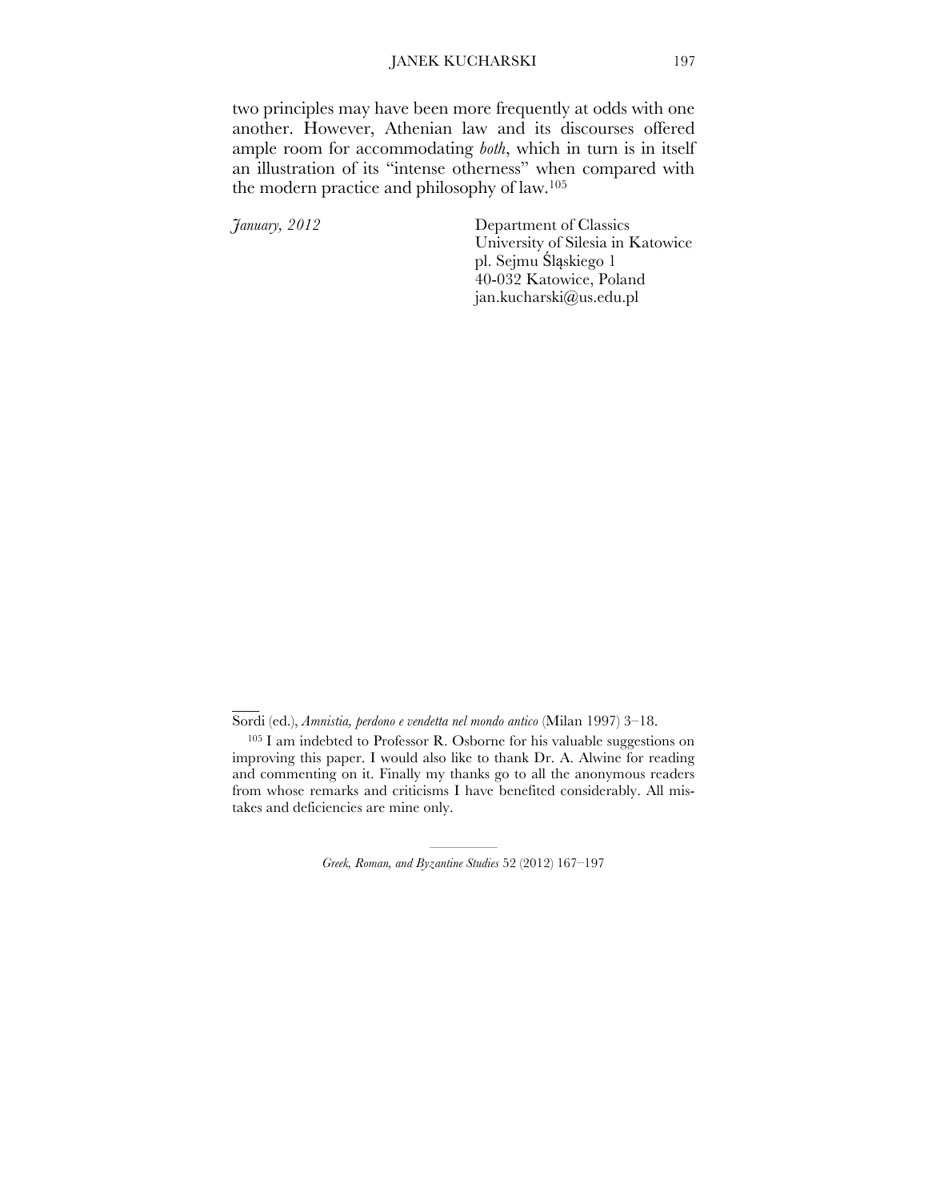two principles may have been more frequently at odds with one another. However, Athenian law and its discourses offered ample room for accommodating *both*, which in turn is in itself an illustration of its "intense otherness" when compared with the modern practice and philosophy of law.[105]

*January, 2012*

Department of Classics
University of Silesia in Katowice
pl. Sejmu Śląskiego 1
40-032 Katowice, Poland
jan.kucharski@us.edu.pl

---

Sordi (ed.), *Amnistia, perdono e vendetta nel mondo antico* (Milan 1997) 3–18.

[105] I am indebted to Professor R. Osborne for his valuable suggestions on improving this paper. I would also like to thank Dr. A. Alwine for reading and commenting on it. Finally my thanks go to all the anonymous readers from whose remarks and criticisms I have benefited considerably. All mistakes and deficiencies are mine only.